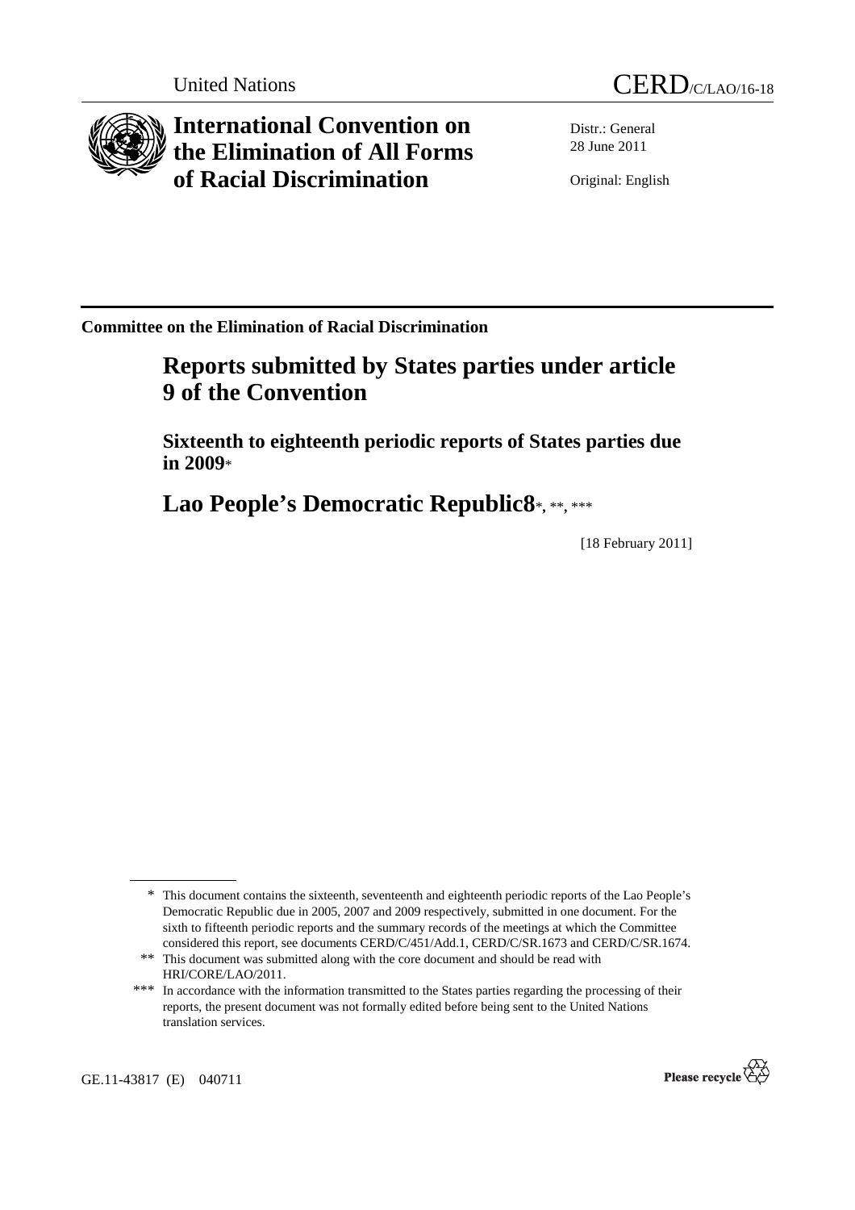United Nations CERD/C/LAO/16-18

# International Convention on the Elimination of All Forms of Racial Discrimination

Distr.: General
28 June 2011

Original: English

---

**Committee on the Elimination of Racial Discrimination**

## Reports submitted by States parties under article 9 of the Convention

### Sixteenth to eighteenth periodic reports of States parties due in 2009*

## Lao People's Democratic Republic8*, **, ***

[18 February 2011]

---

\* This document contains the sixteenth, seventeenth and eighteenth periodic reports of the Lao People's Democratic Republic due in 2005, 2007 and 2009 respectively, submitted in one document. For the sixth to fifteenth periodic reports and the summary records of the meetings at which the Committee considered this report, see documents CERD/C/451/Add.1, CERD/C/SR.1673 and CERD/C/SR.1674.

\** This document was submitted along with the core document and should be read with HRI/CORE/LAO/2011.

\*** In accordance with the information transmitted to the States parties regarding the processing of their reports, the present document was not formally edited before being sent to the United Nations translation services.

GE.11-43817 (E) 040711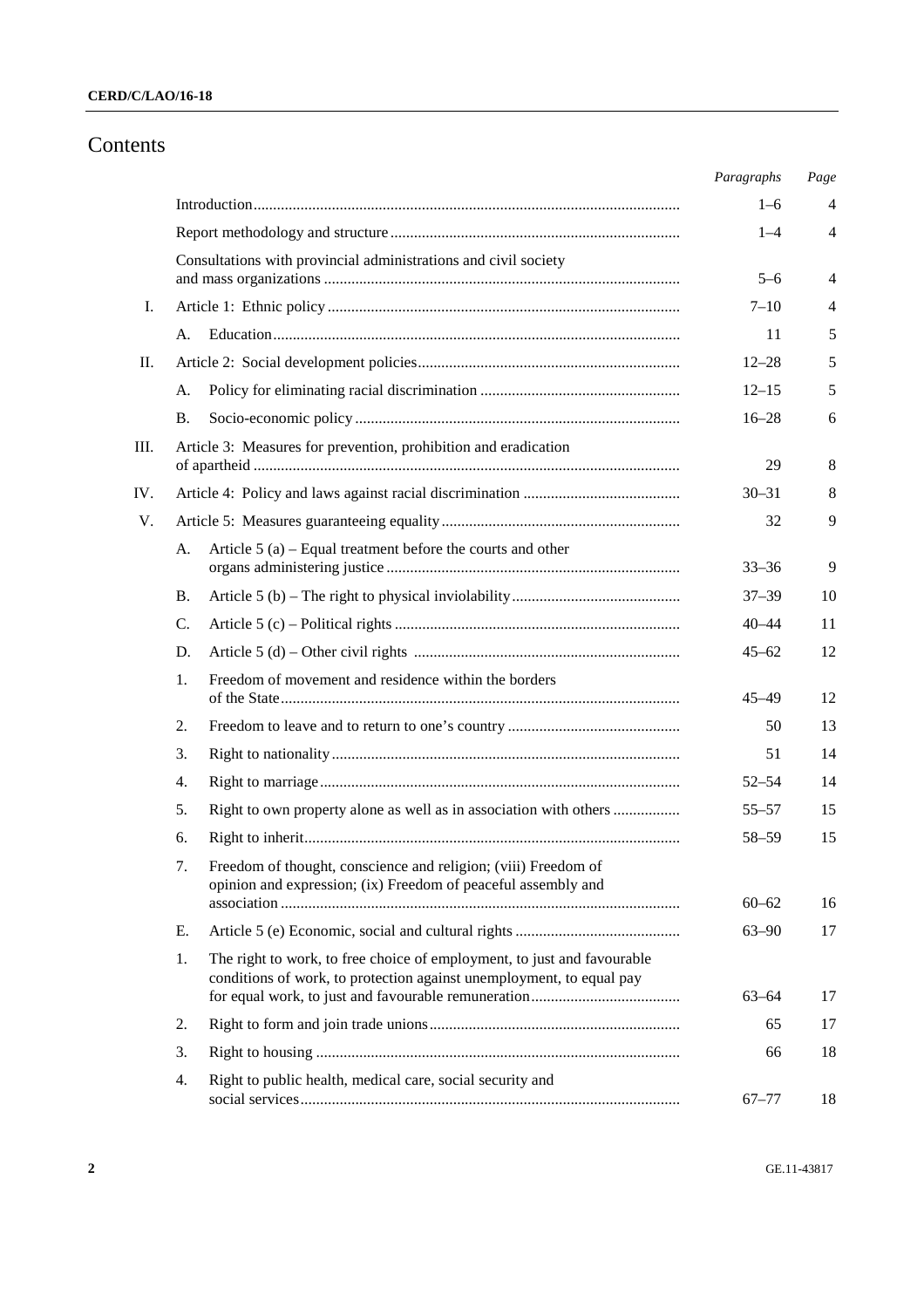# Contents

| | | | Paragraphs | Page |
|---|---|---|---|---|
| | Introduction | | 1–6 | 4 |
| | Report methodology and structure | | 1–4 | 4 |
| | Consultations with provincial administrations and civil society and mass organizations | | 5–6 | 4 |
| I. | Article 1: Ethnic policy | | 7–10 | 4 |
| | A. | Education | 11 | 5 |
| II. | Article 2: Social development policies | | 12–28 | 5 |
| | A. | Policy for eliminating racial discrimination | 12–15 | 5 |
| | B. | Socio-economic policy | 16–28 | 6 |
| III. | Article 3: Measures for prevention, prohibition and eradication of apartheid | | 29 | 8 |
| IV. | Article 4: Policy and laws against racial discrimination | | 30–31 | 8 |
| V. | Article 5: Measures guaranteeing equality | | 32 | 9 |
| | A. | Article 5 (a) – Equal treatment before the courts and other organs administering justice | 33–36 | 9 |
| | B. | Article 5 (b) – The right to physical inviolability | 37–39 | 10 |
| | C. | Article 5 (c) – Political rights | 40–44 | 11 |
| | D. | Article 5 (d) – Other civil rights | 45–62 | 12 |
| | 1. | Freedom of movement and residence within the borders of the State | 45–49 | 12 |
| | 2. | Freedom to leave and to return to one's country | 50 | 13 |
| | 3. | Right to nationality | 51 | 14 |
| | 4. | Right to marriage | 52–54 | 14 |
| | 5. | Right to own property alone as well as in association with others | 55–57 | 15 |
| | 6. | Right to inherit | 58–59 | 15 |
| | 7. | Freedom of thought, conscience and religion; (viii) Freedom of opinion and expression; (ix) Freedom of peaceful assembly and association | 60–62 | 16 |
| | E. | Article 5 (e) Economic, social and cultural rights | 63–90 | 17 |
| | 1. | The right to work, to free choice of employment, to just and favourable conditions of work, to protection against unemployment, to equal pay for equal work, to just and favourable remuneration | 63–64 | 17 |
| | 2. | Right to form and join trade unions | 65 | 17 |
| | 3. | Right to housing | 66 | 18 |
| | 4. | Right to public health, medical care, social security and social services | 67–77 | 18 |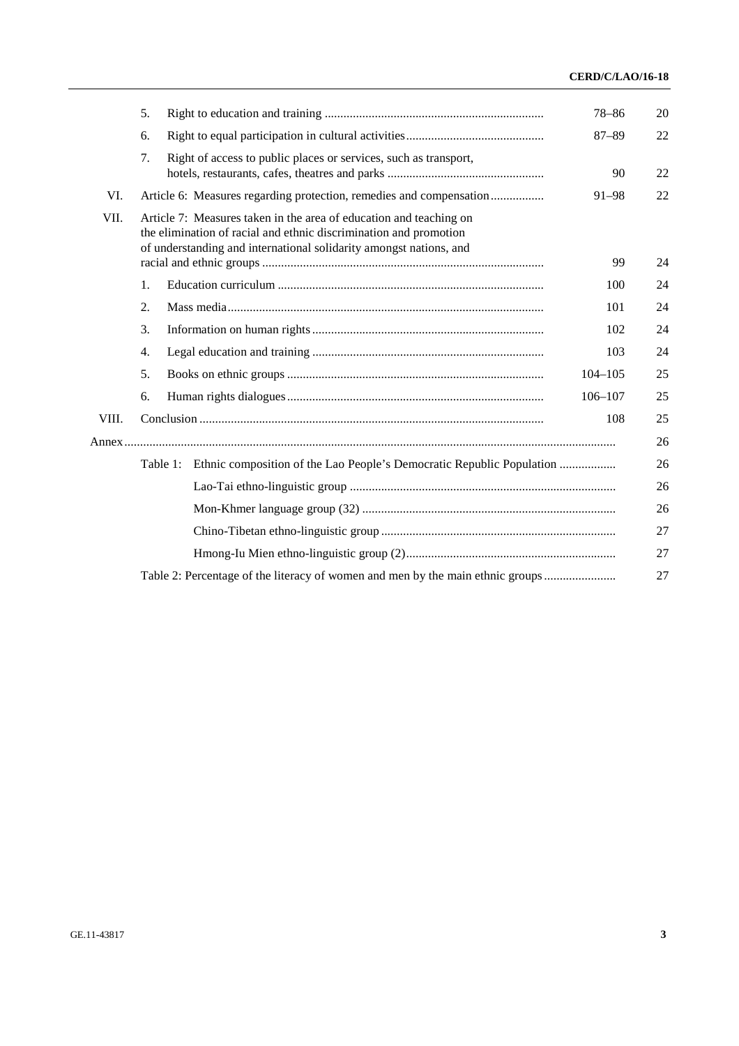| | | | Paragraphs | Page |
|---|---|---|---|---|
| | 5. | Right to education and training | 78–86 | 20 |
| | 6. | Right to equal participation in cultural activities | 87–89 | 22 |
| | 7. | Right of access to public places or services, such as transport, hotels, restaurants, cafes, theatres and parks | 90 | 22 |
| VI. | | Article 6: Measures regarding protection, remedies and compensation | 91–98 | 22 |
| VII. | | Article 7: Measures taken in the area of education and teaching on the elimination of racial and ethnic discrimination and promotion of understanding and international solidarity amongst nations, and racial and ethnic groups | 99 | 24 |
| | 1. | Education curriculum | 100 | 24 |
| | 2. | Mass media | 101 | 24 |
| | 3. | Information on human rights | 102 | 24 |
| | 4. | Legal education and training | 103 | 24 |
| | 5. | Books on ethnic groups | 104–105 | 25 |
| | 6. | Human rights dialogues | 106–107 | 25 |
| VIII. | | Conclusion | 108 | 25 |
| Annex | | | | 26 |
| | Table 1: | Ethnic composition of the Lao People's Democratic Republic Population | | 26 |
| | | Lao-Tai ethno-linguistic group | | 26 |
| | | Mon-Khmer language group (32) | | 26 |
| | | Chino-Tibetan ethno-linguistic group | | 27 |
| | | Hmong-Iu Mien ethno-linguistic group (2) | | 27 |
| | Table 2: | Percentage of the literacy of women and men by the main ethnic groups | | 27 |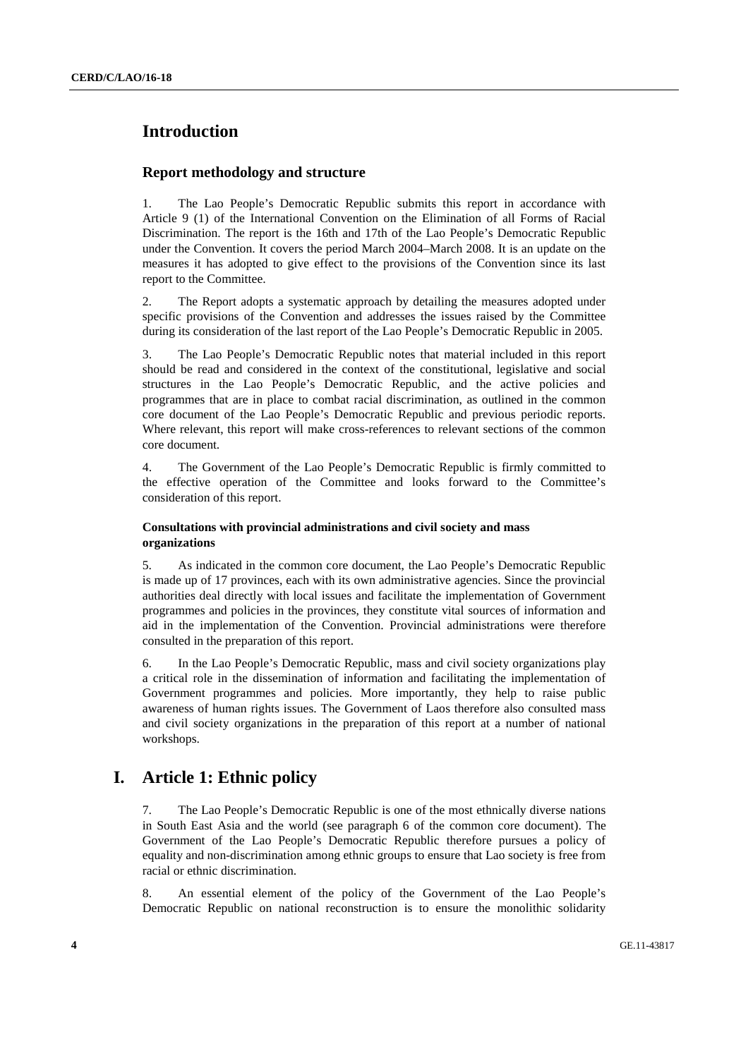# Introduction

## Report methodology and structure

1. The Lao People's Democratic Republic submits this report in accordance with Article 9 (1) of the International Convention on the Elimination of all Forms of Racial Discrimination. The report is the 16th and 17th of the Lao People's Democratic Republic under the Convention. It covers the period March 2004–March 2008. It is an update on the measures it has adopted to give effect to the provisions of the Convention since its last report to the Committee.

2. The Report adopts a systematic approach by detailing the measures adopted under specific provisions of the Convention and addresses the issues raised by the Committee during its consideration of the last report of the Lao People's Democratic Republic in 2005.

3. The Lao People's Democratic Republic notes that material included in this report should be read and considered in the context of the constitutional, legislative and social structures in the Lao People's Democratic Republic, and the active policies and programmes that are in place to combat racial discrimination, as outlined in the common core document of the Lao People's Democratic Republic and previous periodic reports. Where relevant, this report will make cross-references to relevant sections of the common core document.

4. The Government of the Lao People's Democratic Republic is firmly committed to the effective operation of the Committee and looks forward to the Committee's consideration of this report.

### Consultations with provincial administrations and civil society and mass organizations

5. As indicated in the common core document, the Lao People's Democratic Republic is made up of 17 provinces, each with its own administrative agencies. Since the provincial authorities deal directly with local issues and facilitate the implementation of Government programmes and policies in the provinces, they constitute vital sources of information and aid in the implementation of the Convention. Provincial administrations were therefore consulted in the preparation of this report.

6. In the Lao People's Democratic Republic, mass and civil society organizations play a critical role in the dissemination of information and facilitating the implementation of Government programmes and policies. More importantly, they help to raise public awareness of human rights issues. The Government of Laos therefore also consulted mass and civil society organizations in the preparation of this report at a number of national workshops.

# I. Article 1: Ethnic policy

7. The Lao People's Democratic Republic is one of the most ethnically diverse nations in South East Asia and the world (see paragraph 6 of the common core document). The Government of the Lao People's Democratic Republic therefore pursues a policy of equality and non-discrimination among ethnic groups to ensure that Lao society is free from racial or ethnic discrimination.

8. An essential element of the policy of the Government of the Lao People's Democratic Republic on national reconstruction is to ensure the monolithic solidarity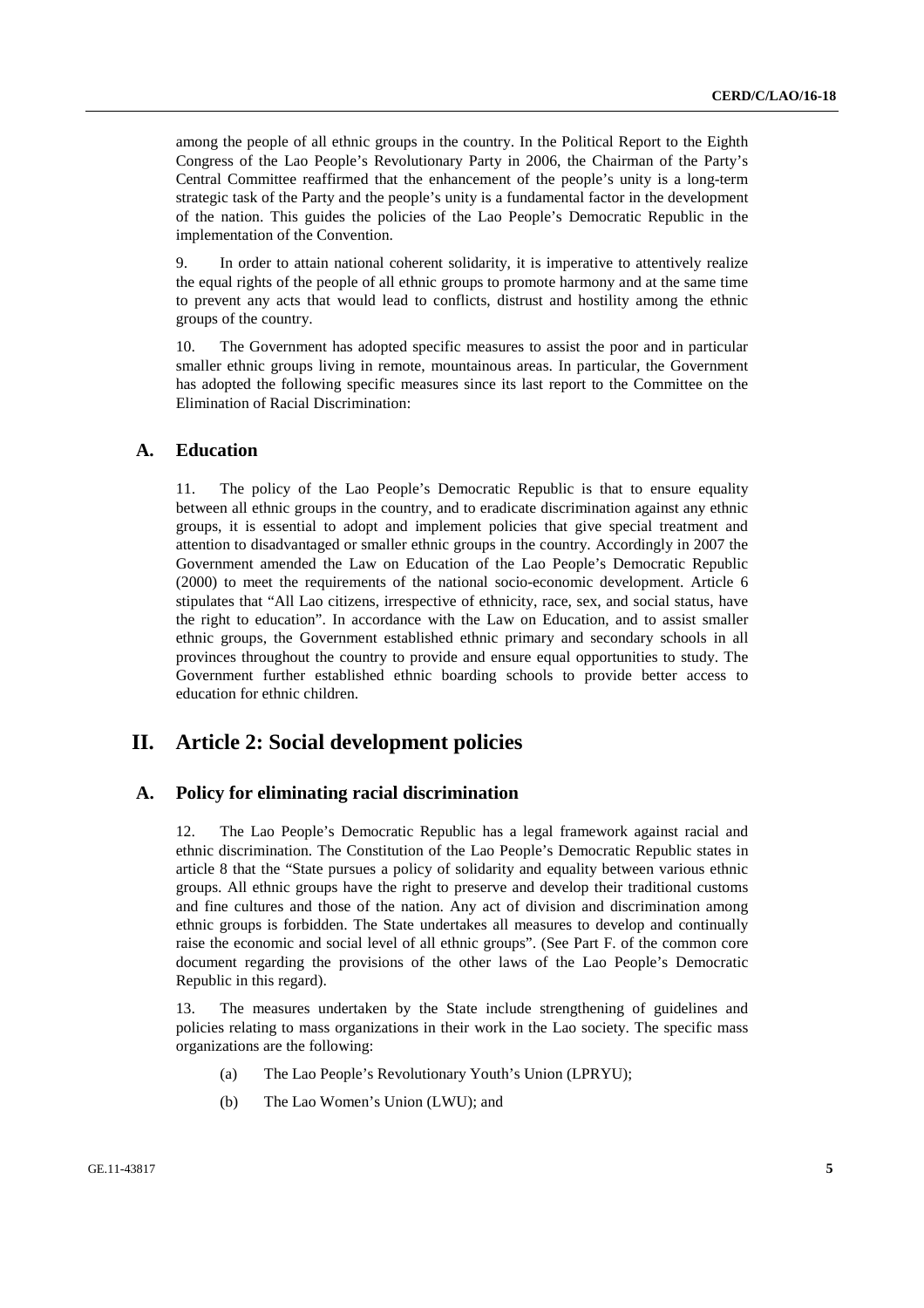among the people of all ethnic groups in the country. In the Political Report to the Eighth Congress of the Lao People's Revolutionary Party in 2006, the Chairman of the Party's Central Committee reaffirmed that the enhancement of the people's unity is a long-term strategic task of the Party and the people's unity is a fundamental factor in the development of the nation. This guides the policies of the Lao People's Democratic Republic in the implementation of the Convention.

9. In order to attain national coherent solidarity, it is imperative to attentively realize the equal rights of the people of all ethnic groups to promote harmony and at the same time to prevent any acts that would lead to conflicts, distrust and hostility among the ethnic groups of the country.

10. The Government has adopted specific measures to assist the poor and in particular smaller ethnic groups living in remote, mountainous areas. In particular, the Government has adopted the following specific measures since its last report to the Committee on the Elimination of Racial Discrimination:

### A. Education

11. The policy of the Lao People's Democratic Republic is that to ensure equality between all ethnic groups in the country, and to eradicate discrimination against any ethnic groups, it is essential to adopt and implement policies that give special treatment and attention to disadvantaged or smaller ethnic groups in the country. Accordingly in 2007 the Government amended the Law on Education of the Lao People's Democratic Republic (2000) to meet the requirements of the national socio-economic development. Article 6 stipulates that "All Lao citizens, irrespective of ethnicity, race, sex, and social status, have the right to education". In accordance with the Law on Education, and to assist smaller ethnic groups, the Government established ethnic primary and secondary schools in all provinces throughout the country to provide and ensure equal opportunities to study. The Government further established ethnic boarding schools to provide better access to education for ethnic children.

## II. Article 2: Social development policies

### A. Policy for eliminating racial discrimination

12. The Lao People's Democratic Republic has a legal framework against racial and ethnic discrimination. The Constitution of the Lao People's Democratic Republic states in article 8 that the "State pursues a policy of solidarity and equality between various ethnic groups. All ethnic groups have the right to preserve and develop their traditional customs and fine cultures and those of the nation. Any act of division and discrimination among ethnic groups is forbidden. The State undertakes all measures to develop and continually raise the economic and social level of all ethnic groups". (See Part F. of the common core document regarding the provisions of the other laws of the Lao People's Democratic Republic in this regard).

13. The measures undertaken by the State include strengthening of guidelines and policies relating to mass organizations in their work in the Lao society. The specific mass organizations are the following:

(a) The Lao People's Revolutionary Youth's Union (LPRYU);

(b) The Lao Women's Union (LWU); and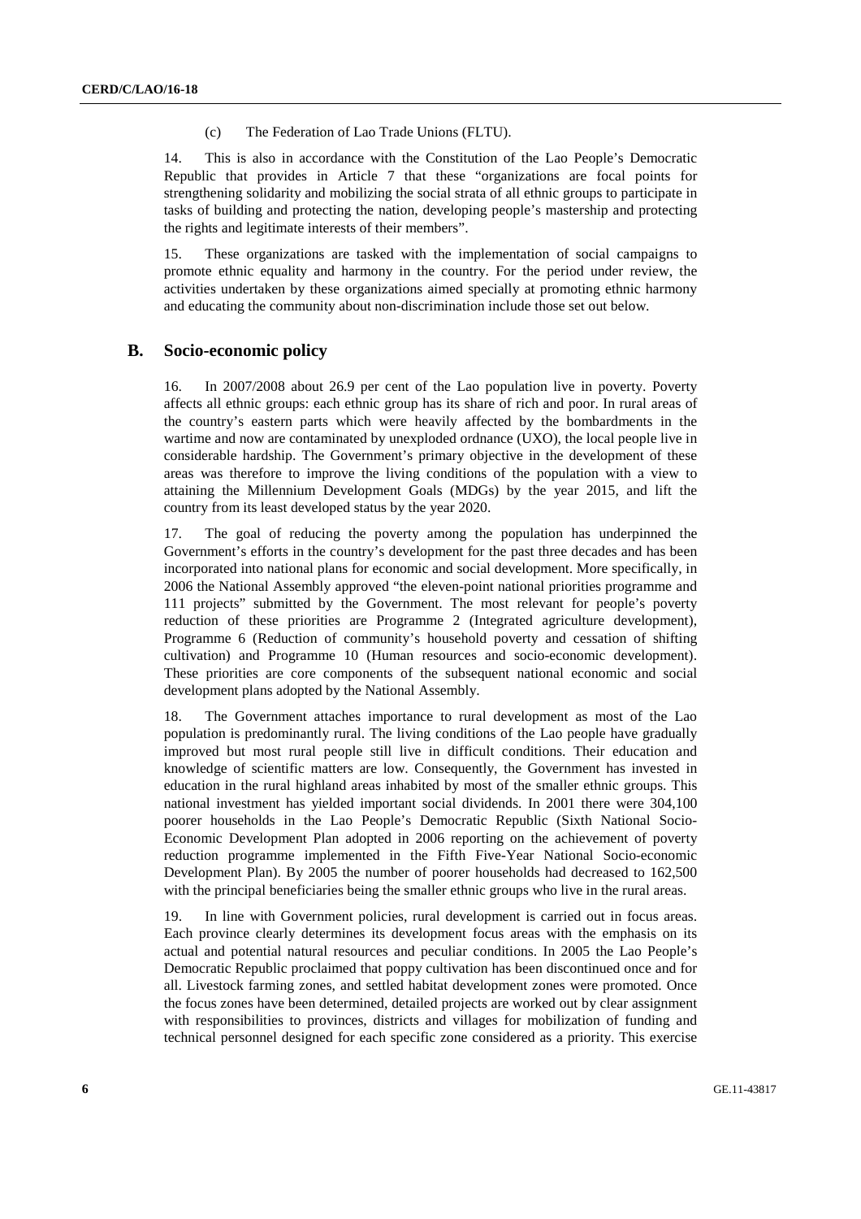(c) The Federation of Lao Trade Unions (FLTU).

14. This is also in accordance with the Constitution of the Lao People's Democratic Republic that provides in Article 7 that these "organizations are focal points for strengthening solidarity and mobilizing the social strata of all ethnic groups to participate in tasks of building and protecting the nation, developing people's mastership and protecting the rights and legitimate interests of their members".

15. These organizations are tasked with the implementation of social campaigns to promote ethnic equality and harmony in the country. For the period under review, the activities undertaken by these organizations aimed specially at promoting ethnic harmony and educating the community about non-discrimination include those set out below.

## B. Socio-economic policy

16. In 2007/2008 about 26.9 per cent of the Lao population live in poverty. Poverty affects all ethnic groups: each ethnic group has its share of rich and poor. In rural areas of the country's eastern parts which were heavily affected by the bombardments in the wartime and now are contaminated by unexploded ordnance (UXO), the local people live in considerable hardship. The Government's primary objective in the development of these areas was therefore to improve the living conditions of the population with a view to attaining the Millennium Development Goals (MDGs) by the year 2015, and lift the country from its least developed status by the year 2020.

17. The goal of reducing the poverty among the population has underpinned the Government's efforts in the country's development for the past three decades and has been incorporated into national plans for economic and social development. More specifically, in 2006 the National Assembly approved "the eleven-point national priorities programme and 111 projects" submitted by the Government. The most relevant for people's poverty reduction of these priorities are Programme 2 (Integrated agriculture development), Programme 6 (Reduction of community's household poverty and cessation of shifting cultivation) and Programme 10 (Human resources and socio-economic development). These priorities are core components of the subsequent national economic and social development plans adopted by the National Assembly.

18. The Government attaches importance to rural development as most of the Lao population is predominantly rural. The living conditions of the Lao people have gradually improved but most rural people still live in difficult conditions. Their education and knowledge of scientific matters are low. Consequently, the Government has invested in education in the rural highland areas inhabited by most of the smaller ethnic groups. This national investment has yielded important social dividends. In 2001 there were 304,100 poorer households in the Lao People's Democratic Republic (Sixth National Socio-Economic Development Plan adopted in 2006 reporting on the achievement of poverty reduction programme implemented in the Fifth Five-Year National Socio-economic Development Plan). By 2005 the number of poorer households had decreased to 162,500 with the principal beneficiaries being the smaller ethnic groups who live in the rural areas.

19. In line with Government policies, rural development is carried out in focus areas. Each province clearly determines its development focus areas with the emphasis on its actual and potential natural resources and peculiar conditions. In 2005 the Lao People's Democratic Republic proclaimed that poppy cultivation has been discontinued once and for all. Livestock farming zones, and settled habitat development zones were promoted. Once the focus zones have been determined, detailed projects are worked out by clear assignment with responsibilities to provinces, districts and villages for mobilization of funding and technical personnel designed for each specific zone considered as a priority. This exercise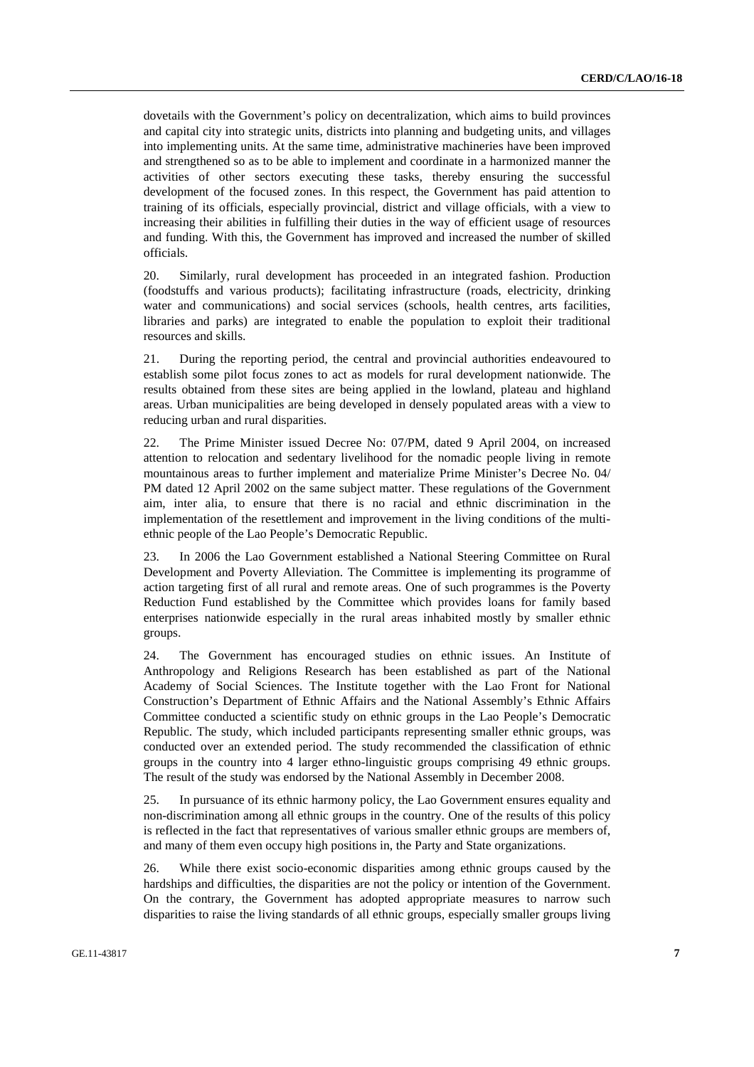dovetails with the Government's policy on decentralization, which aims to build provinces and capital city into strategic units, districts into planning and budgeting units, and villages into implementing units. At the same time, administrative machineries have been improved and strengthened so as to be able to implement and coordinate in a harmonized manner the activities of other sectors executing these tasks, thereby ensuring the successful development of the focused zones. In this respect, the Government has paid attention to training of its officials, especially provincial, district and village officials, with a view to increasing their abilities in fulfilling their duties in the way of efficient usage of resources and funding. With this, the Government has improved and increased the number of skilled officials.

20. Similarly, rural development has proceeded in an integrated fashion. Production (foodstuffs and various products); facilitating infrastructure (roads, electricity, drinking water and communications) and social services (schools, health centres, arts facilities, libraries and parks) are integrated to enable the population to exploit their traditional resources and skills.

21. During the reporting period, the central and provincial authorities endeavoured to establish some pilot focus zones to act as models for rural development nationwide. The results obtained from these sites are being applied in the lowland, plateau and highland areas. Urban municipalities are being developed in densely populated areas with a view to reducing urban and rural disparities.

22. The Prime Minister issued Decree No: 07/PM, dated 9 April 2004, on increased attention to relocation and sedentary livelihood for the nomadic people living in remote mountainous areas to further implement and materialize Prime Minister's Decree No. 04/ PM dated 12 April 2002 on the same subject matter. These regulations of the Government aim, inter alia, to ensure that there is no racial and ethnic discrimination in the implementation of the resettlement and improvement in the living conditions of the multi-ethnic people of the Lao People's Democratic Republic.

23. In 2006 the Lao Government established a National Steering Committee on Rural Development and Poverty Alleviation. The Committee is implementing its programme of action targeting first of all rural and remote areas. One of such programmes is the Poverty Reduction Fund established by the Committee which provides loans for family based enterprises nationwide especially in the rural areas inhabited mostly by smaller ethnic groups.

24. The Government has encouraged studies on ethnic issues. An Institute of Anthropology and Religions Research has been established as part of the National Academy of Social Sciences. The Institute together with the Lao Front for National Construction's Department of Ethnic Affairs and the National Assembly's Ethnic Affairs Committee conducted a scientific study on ethnic groups in the Lao People's Democratic Republic. The study, which included participants representing smaller ethnic groups, was conducted over an extended period. The study recommended the classification of ethnic groups in the country into 4 larger ethno-linguistic groups comprising 49 ethnic groups. The result of the study was endorsed by the National Assembly in December 2008.

25. In pursuance of its ethnic harmony policy, the Lao Government ensures equality and non-discrimination among all ethnic groups in the country. One of the results of this policy is reflected in the fact that representatives of various smaller ethnic groups are members of, and many of them even occupy high positions in, the Party and State organizations.

26. While there exist socio-economic disparities among ethnic groups caused by the hardships and difficulties, the disparities are not the policy or intention of the Government. On the contrary, the Government has adopted appropriate measures to narrow such disparities to raise the living standards of all ethnic groups, especially smaller groups living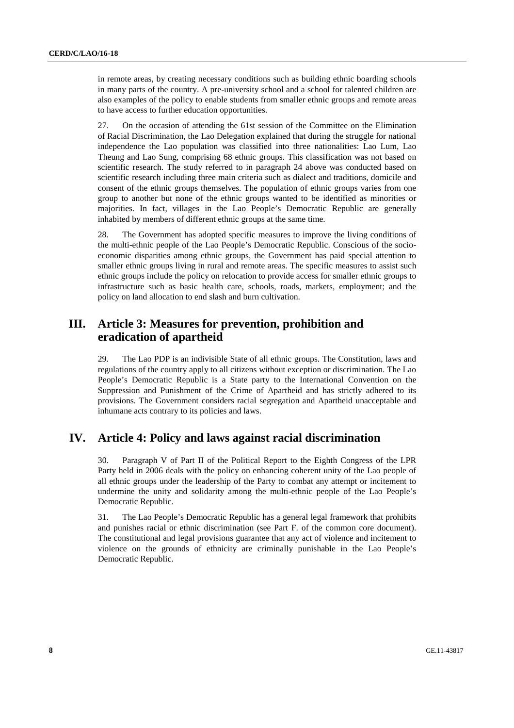in remote areas, by creating necessary conditions such as building ethnic boarding schools in many parts of the country. A pre-university school and a school for talented children are also examples of the policy to enable students from smaller ethnic groups and remote areas to have access to further education opportunities.

27. On the occasion of attending the 61st session of the Committee on the Elimination of Racial Discrimination, the Lao Delegation explained that during the struggle for national independence the Lao population was classified into three nationalities: Lao Lum, Lao Theung and Lao Sung, comprising 68 ethnic groups. This classification was not based on scientific research. The study referred to in paragraph 24 above was conducted based on scientific research including three main criteria such as dialect and traditions, domicile and consent of the ethnic groups themselves. The population of ethnic groups varies from one group to another but none of the ethnic groups wanted to be identified as minorities or majorities. In fact, villages in the Lao People's Democratic Republic are generally inhabited by members of different ethnic groups at the same time.

28. The Government has adopted specific measures to improve the living conditions of the multi-ethnic people of the Lao People's Democratic Republic. Conscious of the socio-economic disparities among ethnic groups, the Government has paid special attention to smaller ethnic groups living in rural and remote areas. The specific measures to assist such ethnic groups include the policy on relocation to provide access for smaller ethnic groups to infrastructure such as basic health care, schools, roads, markets, employment; and the policy on land allocation to end slash and burn cultivation.

## III. Article 3: Measures for prevention, prohibition and eradication of apartheid

29. The Lao PDP is an indivisible State of all ethnic groups. The Constitution, laws and regulations of the country apply to all citizens without exception or discrimination. The Lao People's Democratic Republic is a State party to the International Convention on the Suppression and Punishment of the Crime of Apartheid and has strictly adhered to its provisions. The Government considers racial segregation and Apartheid unacceptable and inhumane acts contrary to its policies and laws.

## IV. Article 4: Policy and laws against racial discrimination

30. Paragraph V of Part II of the Political Report to the Eighth Congress of the LPR Party held in 2006 deals with the policy on enhancing coherent unity of the Lao people of all ethnic groups under the leadership of the Party to combat any attempt or incitement to undermine the unity and solidarity among the multi-ethnic people of the Lao People's Democratic Republic.

31. The Lao People's Democratic Republic has a general legal framework that prohibits and punishes racial or ethnic discrimination (see Part F. of the common core document). The constitutional and legal provisions guarantee that any act of violence and incitement to violence on the grounds of ethnicity are criminally punishable in the Lao People's Democratic Republic.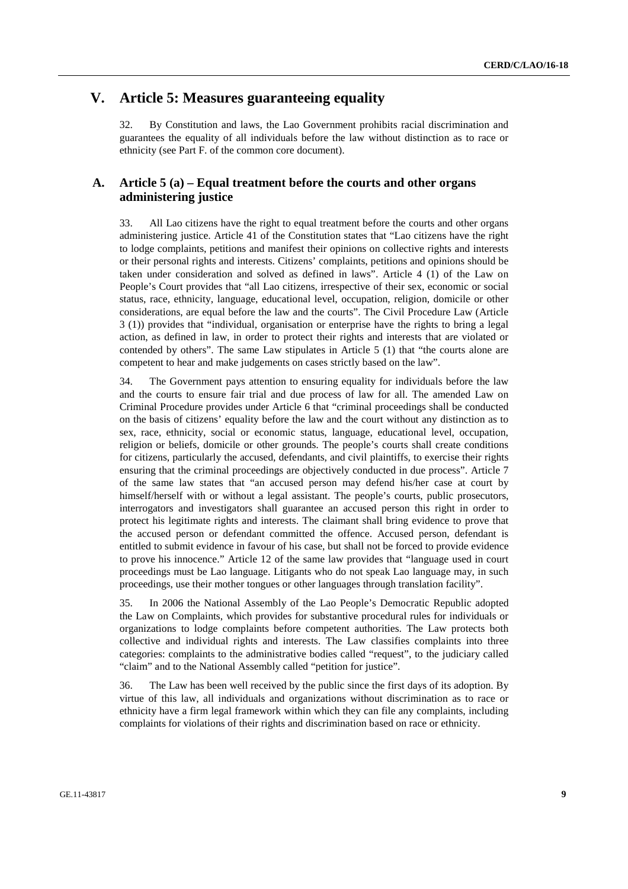# V. Article 5: Measures guaranteeing equality

32. By Constitution and laws, the Lao Government prohibits racial discrimination and guarantees the equality of all individuals before the law without distinction as to race or ethnicity (see Part F. of the common core document).

## A. Article 5 (a) – Equal treatment before the courts and other organs administering justice

33. All Lao citizens have the right to equal treatment before the courts and other organs administering justice. Article 41 of the Constitution states that "Lao citizens have the right to lodge complaints, petitions and manifest their opinions on collective rights and interests or their personal rights and interests. Citizens' complaints, petitions and opinions should be taken under consideration and solved as defined in laws". Article 4 (1) of the Law on People's Court provides that "all Lao citizens, irrespective of their sex, economic or social status, race, ethnicity, language, educational level, occupation, religion, domicile or other considerations, are equal before the law and the courts". The Civil Procedure Law (Article 3 (1)) provides that "individual, organisation or enterprise have the rights to bring a legal action, as defined in law, in order to protect their rights and interests that are violated or contended by others". The same Law stipulates in Article 5 (1) that "the courts alone are competent to hear and make judgements on cases strictly based on the law".

34. The Government pays attention to ensuring equality for individuals before the law and the courts to ensure fair trial and due process of law for all. The amended Law on Criminal Procedure provides under Article 6 that "criminal proceedings shall be conducted on the basis of citizens' equality before the law and the court without any distinction as to sex, race, ethnicity, social or economic status, language, educational level, occupation, religion or beliefs, domicile or other grounds. The people's courts shall create conditions for citizens, particularly the accused, defendants, and civil plaintiffs, to exercise their rights ensuring that the criminal proceedings are objectively conducted in due process". Article 7 of the same law states that "an accused person may defend his/her case at court by himself/herself with or without a legal assistant. The people's courts, public prosecutors, interrogators and investigators shall guarantee an accused person this right in order to protect his legitimate rights and interests. The claimant shall bring evidence to prove that the accused person or defendant committed the offence. Accused person, defendant is entitled to submit evidence in favour of his case, but shall not be forced to provide evidence to prove his innocence." Article 12 of the same law provides that "language used in court proceedings must be Lao language. Litigants who do not speak Lao language may, in such proceedings, use their mother tongues or other languages through translation facility".

35. In 2006 the National Assembly of the Lao People's Democratic Republic adopted the Law on Complaints, which provides for substantive procedural rules for individuals or organizations to lodge complaints before competent authorities. The Law protects both collective and individual rights and interests. The Law classifies complaints into three categories: complaints to the administrative bodies called "request", to the judiciary called "claim" and to the National Assembly called "petition for justice".

36. The Law has been well received by the public since the first days of its adoption. By virtue of this law, all individuals and organizations without discrimination as to race or ethnicity have a firm legal framework within which they can file any complaints, including complaints for violations of their rights and discrimination based on race or ethnicity.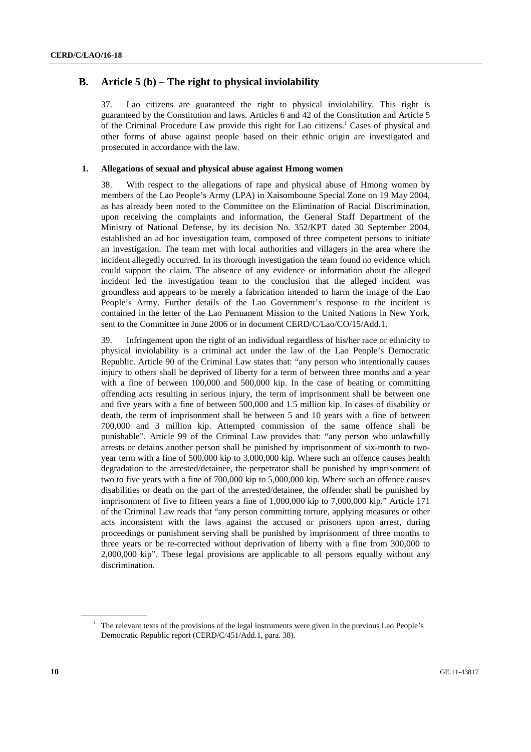## B. Article 5 (b) – The right to physical inviolability

37. Lao citizens are guaranteed the right to physical inviolability. This right is guaranteed by the Constitution and laws. Articles 6 and 42 of the Constitution and Article 5 of the Criminal Procedure Law provide this right for Lao citizens.[1] Cases of physical and other forms of abuse against people based on their ethnic origin are investigated and prosecuted in accordance with the law.

### 1. Allegations of sexual and physical abuse against Hmong women

38. With respect to the allegations of rape and physical abuse of Hmong women by members of the Lao People's Army (LPA) in Xaisomboune Special Zone on 19 May 2004, as has already been noted to the Committee on the Elimination of Racial Discrimination, upon receiving the complaints and information, the General Staff Department of the Ministry of National Defense, by its decision No. 352/KPT dated 30 September 2004, established an ad hoc investigation team, composed of three competent persons to initiate an investigation. The team met with local authorities and villagers in the area where the incident allegedly occurred. In its thorough investigation the team found no evidence which could support the claim. The absence of any evidence or information about the alleged incident led the investigation team to the conclusion that the alleged incident was groundless and appears to be merely a fabrication intended to harm the image of the Lao People's Army. Further details of the Lao Government's response to the incident is contained in the letter of the Lao Permanent Mission to the United Nations in New York, sent to the Committee in June 2006 or in document CERD/C/Lao/CO/15/Add.1.

39. Infringement upon the right of an individual regardless of his/her race or ethnicity to physical inviolability is a criminal act under the law of the Lao People's Democratic Republic. Article 90 of the Criminal Law states that: "any person who intentionally causes injury to others shall be deprived of liberty for a term of between three months and a year with a fine of between 100,000 and 500,000 kip. In the case of beating or committing offending acts resulting in serious injury, the term of imprisonment shall be between one and five years with a fine of between 500,000 and 1.5 million kip. In cases of disability or death, the term of imprisonment shall be between 5 and 10 years with a fine of between 700,000 and 3 million kip. Attempted commission of the same offence shall be punishable". Article 99 of the Criminal Law provides that: "any person who unlawfully arrests or detains another person shall be punished by imprisonment of six-month to two-year term with a fine of 500,000 kip to 3,000,000 kip. Where such an offence causes health degradation to the arrested/detainee, the perpetrator shall be punished by imprisonment of two to five years with a fine of 700,000 kip to 5,000,000 kip. Where such an offence causes disabilities or death on the part of the arrested/detainee, the offender shall be punished by imprisonment of five to fifteen years a fine of 1,000,000 kip to 7,000,000 kip." Article 171 of the Criminal Law reads that "any person committing torture, applying measures or other acts inconsistent with the laws against the accused or prisoners upon arrest, during proceedings or punishment serving shall be punished by imprisonment of three months to three years or be re-corrected without deprivation of liberty with a fine from 300,000 to 2,000,000 kip". These legal provisions are applicable to all persons equally without any discrimination.

---

[1] The relevant texts of the provisions of the legal instruments were given in the previous Lao People's Democratic Republic report (CERD/C/451/Add.1, para. 38).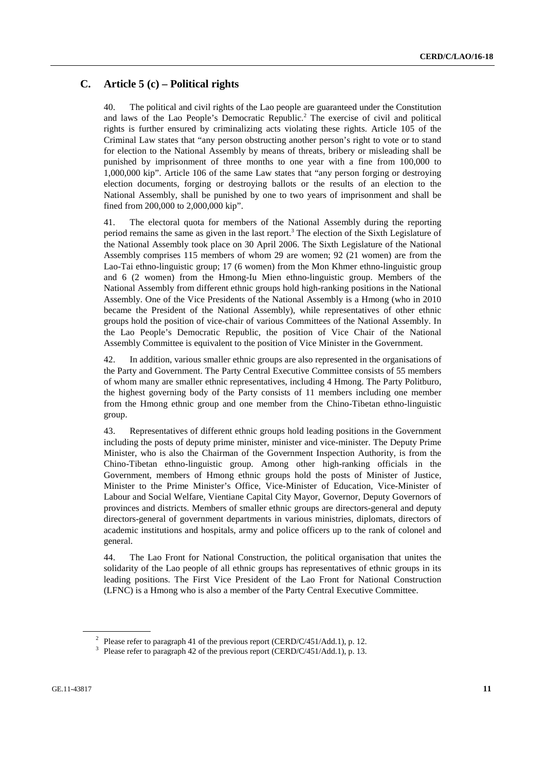## C. Article 5 (c) – Political rights

40. The political and civil rights of the Lao people are guaranteed under the Constitution and laws of the Lao People's Democratic Republic.[2] The exercise of civil and political rights is further ensured by criminalizing acts violating these rights. Article 105 of the Criminal Law states that "any person obstructing another person's right to vote or to stand for election to the National Assembly by means of threats, bribery or misleading shall be punished by imprisonment of three months to one year with a fine from 100,000 to 1,000,000 kip". Article 106 of the same Law states that "any person forging or destroying election documents, forging or destroying ballots or the results of an election to the National Assembly, shall be punished by one to two years of imprisonment and shall be fined from 200,000 to 2,000,000 kip".

41. The electoral quota for members of the National Assembly during the reporting period remains the same as given in the last report.[3] The election of the Sixth Legislature of the National Assembly took place on 30 April 2006. The Sixth Legislature of the National Assembly comprises 115 members of whom 29 are women; 92 (21 women) are from the Lao-Tai ethno-linguistic group; 17 (6 women) from the Mon Khmer ethno-linguistic group and 6 (2 women) from the Hmong-Iu Mien ethno-linguistic group. Members of the National Assembly from different ethnic groups hold high-ranking positions in the National Assembly. One of the Vice Presidents of the National Assembly is a Hmong (who in 2010 became the President of the National Assembly), while representatives of other ethnic groups hold the position of vice-chair of various Committees of the National Assembly. In the Lao People's Democratic Republic, the position of Vice Chair of the National Assembly Committee is equivalent to the position of Vice Minister in the Government.

42. In addition, various smaller ethnic groups are also represented in the organisations of the Party and Government. The Party Central Executive Committee consists of 55 members of whom many are smaller ethnic representatives, including 4 Hmong. The Party Politburo, the highest governing body of the Party consists of 11 members including one member from the Hmong ethnic group and one member from the Chino-Tibetan ethno-linguistic group.

43. Representatives of different ethnic groups hold leading positions in the Government including the posts of deputy prime minister, minister and vice-minister. The Deputy Prime Minister, who is also the Chairman of the Government Inspection Authority, is from the Chino-Tibetan ethno-linguistic group. Among other high-ranking officials in the Government, members of Hmong ethnic groups hold the posts of Minister of Justice, Minister to the Prime Minister's Office, Vice-Minister of Education, Vice-Minister of Labour and Social Welfare, Vientiane Capital City Mayor, Governor, Deputy Governors of provinces and districts. Members of smaller ethnic groups are directors-general and deputy directors-general of government departments in various ministries, diplomats, directors of academic institutions and hospitals, army and police officers up to the rank of colonel and general.

44. The Lao Front for National Construction, the political organisation that unites the solidarity of the Lao people of all ethnic groups has representatives of ethnic groups in its leading positions. The First Vice President of the Lao Front for National Construction (LFNC) is a Hmong who is also a member of the Party Central Executive Committee.

[2] Please refer to paragraph 41 of the previous report (CERD/C/451/Add.1), p. 12.

[3] Please refer to paragraph 42 of the previous report (CERD/C/451/Add.1), p. 13.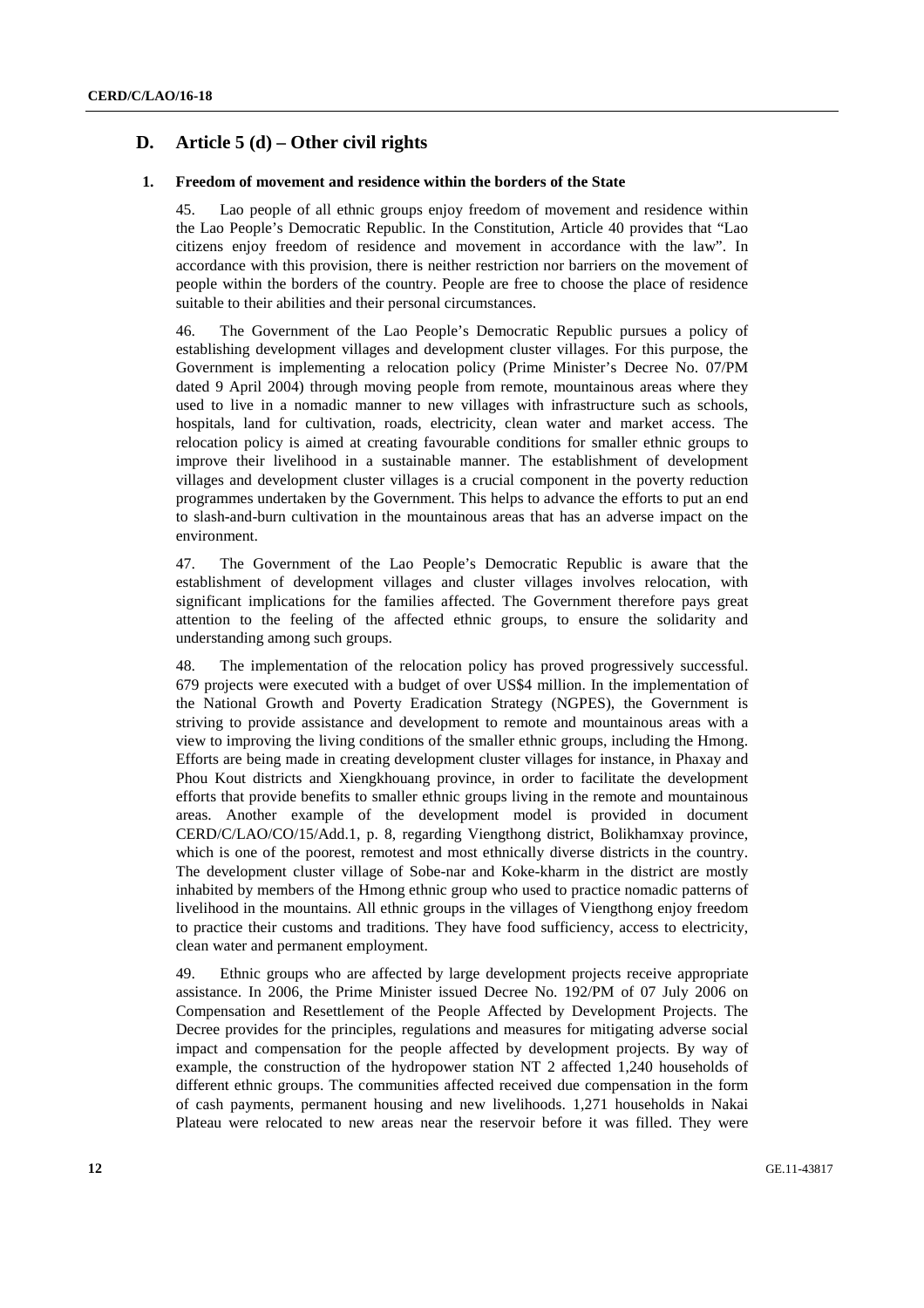## D. Article 5 (d) – Other civil rights

### 1. Freedom of movement and residence within the borders of the State

45. Lao people of all ethnic groups enjoy freedom of movement and residence within the Lao People's Democratic Republic. In the Constitution, Article 40 provides that "Lao citizens enjoy freedom of residence and movement in accordance with the law". In accordance with this provision, there is neither restriction nor barriers on the movement of people within the borders of the country. People are free to choose the place of residence suitable to their abilities and their personal circumstances.

46. The Government of the Lao People's Democratic Republic pursues a policy of establishing development villages and development cluster villages. For this purpose, the Government is implementing a relocation policy (Prime Minister's Decree No. 07/PM dated 9 April 2004) through moving people from remote, mountainous areas where they used to live in a nomadic manner to new villages with infrastructure such as schools, hospitals, land for cultivation, roads, electricity, clean water and market access. The relocation policy is aimed at creating favourable conditions for smaller ethnic groups to improve their livelihood in a sustainable manner. The establishment of development villages and development cluster villages is a crucial component in the poverty reduction programmes undertaken by the Government. This helps to advance the efforts to put an end to slash-and-burn cultivation in the mountainous areas that has an adverse impact on the environment.

47. The Government of the Lao People's Democratic Republic is aware that the establishment of development villages and cluster villages involves relocation, with significant implications for the families affected. The Government therefore pays great attention to the feeling of the affected ethnic groups, to ensure the solidarity and understanding among such groups.

48. The implementation of the relocation policy has proved progressively successful. 679 projects were executed with a budget of over US$4 million. In the implementation of the National Growth and Poverty Eradication Strategy (NGPES), the Government is striving to provide assistance and development to remote and mountainous areas with a view to improving the living conditions of the smaller ethnic groups, including the Hmong. Efforts are being made in creating development cluster villages for instance, in Phaxay and Phou Kout districts and Xiengkhouang province, in order to facilitate the development efforts that provide benefits to smaller ethnic groups living in the remote and mountainous areas. Another example of the development model is provided in document CERD/C/LAO/CO/15/Add.1, p. 8, regarding Viengthong district, Bolikhamxay province, which is one of the poorest, remotest and most ethnically diverse districts in the country. The development cluster village of Sobe-nar and Koke-kharm in the district are mostly inhabited by members of the Hmong ethnic group who used to practice nomadic patterns of livelihood in the mountains. All ethnic groups in the villages of Viengthong enjoy freedom to practice their customs and traditions. They have food sufficiency, access to electricity, clean water and permanent employment.

49. Ethnic groups who are affected by large development projects receive appropriate assistance. In 2006, the Prime Minister issued Decree No. 192/PM of 07 July 2006 on Compensation and Resettlement of the People Affected by Development Projects. The Decree provides for the principles, regulations and measures for mitigating adverse social impact and compensation for the people affected by development projects. By way of example, the construction of the hydropower station NT 2 affected 1,240 households of different ethnic groups. The communities affected received due compensation in the form of cash payments, permanent housing and new livelihoods. 1,271 households in Nakai Plateau were relocated to new areas near the reservoir before it was filled. They were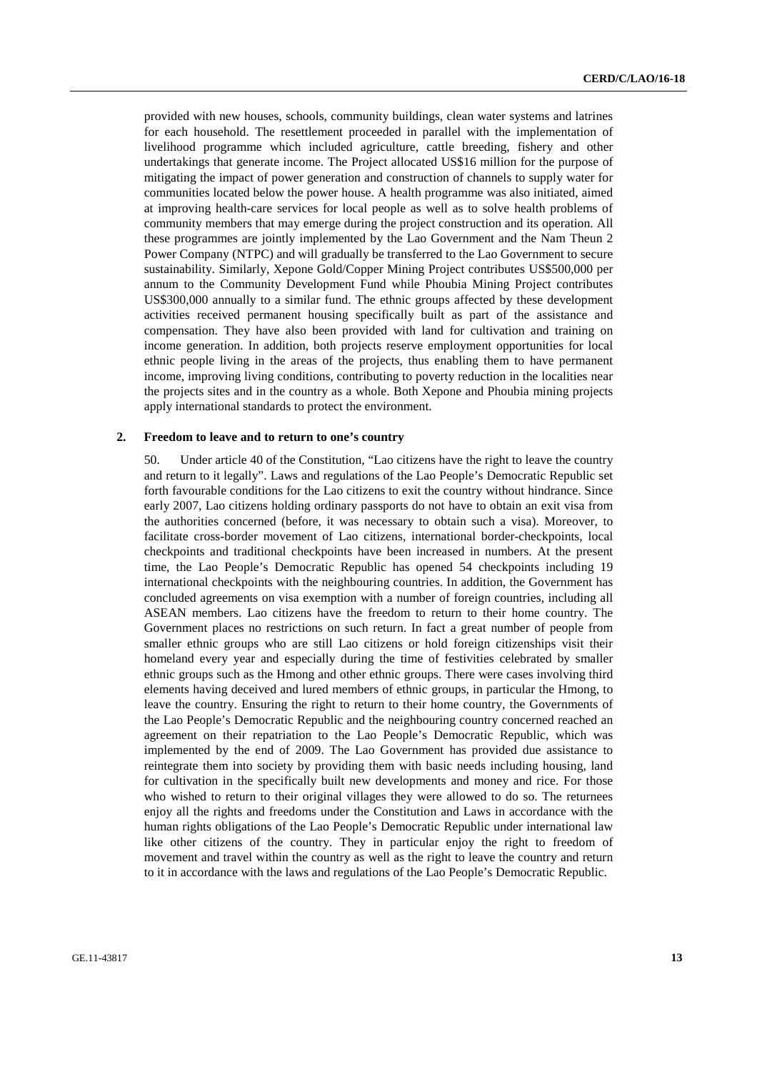provided with new houses, schools, community buildings, clean water systems and latrines for each household. The resettlement proceeded in parallel with the implementation of livelihood programme which included agriculture, cattle breeding, fishery and other undertakings that generate income. The Project allocated US$16 million for the purpose of mitigating the impact of power generation and construction of channels to supply water for communities located below the power house. A health programme was also initiated, aimed at improving health-care services for local people as well as to solve health problems of community members that may emerge during the project construction and its operation. All these programmes are jointly implemented by the Lao Government and the Nam Theun 2 Power Company (NTPC) and will gradually be transferred to the Lao Government to secure sustainability. Similarly, Xepone Gold/Copper Mining Project contributes US$500,000 per annum to the Community Development Fund while Phoubia Mining Project contributes US$300,000 annually to a similar fund. The ethnic groups affected by these development activities received permanent housing specifically built as part of the assistance and compensation. They have also been provided with land for cultivation and training on income generation. In addition, both projects reserve employment opportunities for local ethnic people living in the areas of the projects, thus enabling them to have permanent income, improving living conditions, contributing to poverty reduction in the localities near the projects sites and in the country as a whole. Both Xepone and Phoubia mining projects apply international standards to protect the environment.

## 2. Freedom to leave and to return to one's country

50. Under article 40 of the Constitution, "Lao citizens have the right to leave the country and return to it legally". Laws and regulations of the Lao People's Democratic Republic set forth favourable conditions for the Lao citizens to exit the country without hindrance. Since early 2007, Lao citizens holding ordinary passports do not have to obtain an exit visa from the authorities concerned (before, it was necessary to obtain such a visa). Moreover, to facilitate cross-border movement of Lao citizens, international border-checkpoints, local checkpoints and traditional checkpoints have been increased in numbers. At the present time, the Lao People's Democratic Republic has opened 54 checkpoints including 19 international checkpoints with the neighbouring countries. In addition, the Government has concluded agreements on visa exemption with a number of foreign countries, including all ASEAN members. Lao citizens have the freedom to return to their home country. The Government places no restrictions on such return. In fact a great number of people from smaller ethnic groups who are still Lao citizens or hold foreign citizenships visit their homeland every year and especially during the time of festivities celebrated by smaller ethnic groups such as the Hmong and other ethnic groups. There were cases involving third elements having deceived and lured members of ethnic groups, in particular the Hmong, to leave the country. Ensuring the right to return to their home country, the Governments of the Lao People's Democratic Republic and the neighbouring country concerned reached an agreement on their repatriation to the Lao People's Democratic Republic, which was implemented by the end of 2009. The Lao Government has provided due assistance to reintegrate them into society by providing them with basic needs including housing, land for cultivation in the specifically built new developments and money and rice. For those who wished to return to their original villages they were allowed to do so. The returnees enjoy all the rights and freedoms under the Constitution and Laws in accordance with the human rights obligations of the Lao People's Democratic Republic under international law like other citizens of the country. They in particular enjoy the right to freedom of movement and travel within the country as well as the right to leave the country and return to it in accordance with the laws and regulations of the Lao People's Democratic Republic.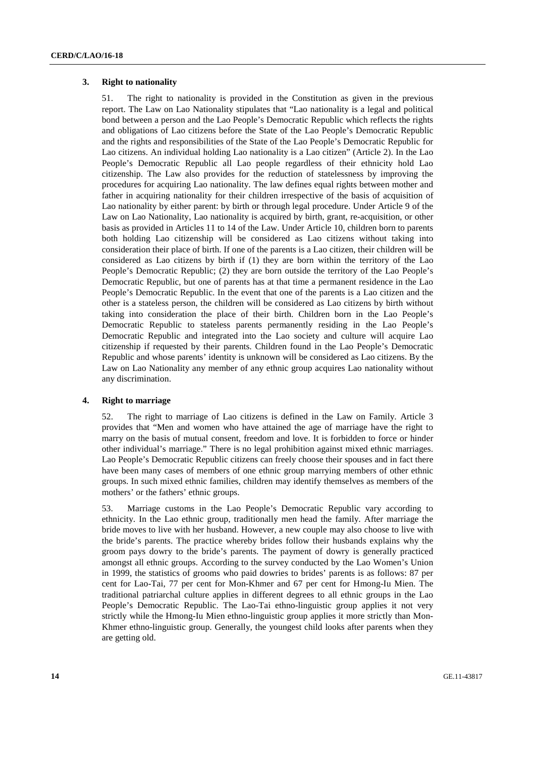### 3. Right to nationality

51. The right to nationality is provided in the Constitution as given in the previous report. The Law on Lao Nationality stipulates that "Lao nationality is a legal and political bond between a person and the Lao People's Democratic Republic which reflects the rights and obligations of Lao citizens before the State of the Lao People's Democratic Republic and the rights and responsibilities of the State of the Lao People's Democratic Republic for Lao citizens. An individual holding Lao nationality is a Lao citizen" (Article 2). In the Lao People's Democratic Republic all Lao people regardless of their ethnicity hold Lao citizenship. The Law also provides for the reduction of statelessness by improving the procedures for acquiring Lao nationality. The law defines equal rights between mother and father in acquiring nationality for their children irrespective of the basis of acquisition of Lao nationality by either parent: by birth or through legal procedure. Under Article 9 of the Law on Lao Nationality, Lao nationality is acquired by birth, grant, re-acquisition, or other basis as provided in Articles 11 to 14 of the Law. Under Article 10, children born to parents both holding Lao citizenship will be considered as Lao citizens without taking into consideration their place of birth. If one of the parents is a Lao citizen, their children will be considered as Lao citizens by birth if (1) they are born within the territory of the Lao People's Democratic Republic; (2) they are born outside the territory of the Lao People's Democratic Republic, but one of parents has at that time a permanent residence in the Lao People's Democratic Republic. In the event that one of the parents is a Lao citizen and the other is a stateless person, the children will be considered as Lao citizens by birth without taking into consideration the place of their birth. Children born in the Lao People's Democratic Republic to stateless parents permanently residing in the Lao People's Democratic Republic and integrated into the Lao society and culture will acquire Lao citizenship if requested by their parents. Children found in the Lao People's Democratic Republic and whose parents' identity is unknown will be considered as Lao citizens. By the Law on Lao Nationality any member of any ethnic group acquires Lao nationality without any discrimination.

### 4. Right to marriage

52. The right to marriage of Lao citizens is defined in the Law on Family. Article 3 provides that "Men and women who have attained the age of marriage have the right to marry on the basis of mutual consent, freedom and love. It is forbidden to force or hinder other individual's marriage." There is no legal prohibition against mixed ethnic marriages. Lao People's Democratic Republic citizens can freely choose their spouses and in fact there have been many cases of members of one ethnic group marrying members of other ethnic groups. In such mixed ethnic families, children may identify themselves as members of the mothers' or the fathers' ethnic groups.

53. Marriage customs in the Lao People's Democratic Republic vary according to ethnicity. In the Lao ethnic group, traditionally men head the family. After marriage the bride moves to live with her husband. However, a new couple may also choose to live with the bride's parents. The practice whereby brides follow their husbands explains why the groom pays dowry to the bride's parents. The payment of dowry is generally practiced amongst all ethnic groups. According to the survey conducted by the Lao Women's Union in 1999, the statistics of grooms who paid dowries to brides' parents is as follows: 87 per cent for Lao-Tai, 77 per cent for Mon-Khmer and 67 per cent for Hmong-Iu Mien. The traditional patriarchal culture applies in different degrees to all ethnic groups in the Lao People's Democratic Republic. The Lao-Tai ethno-linguistic group applies it not very strictly while the Hmong-Iu Mien ethno-linguistic group applies it more strictly than Mon-Khmer ethno-linguistic group. Generally, the youngest child looks after parents when they are getting old.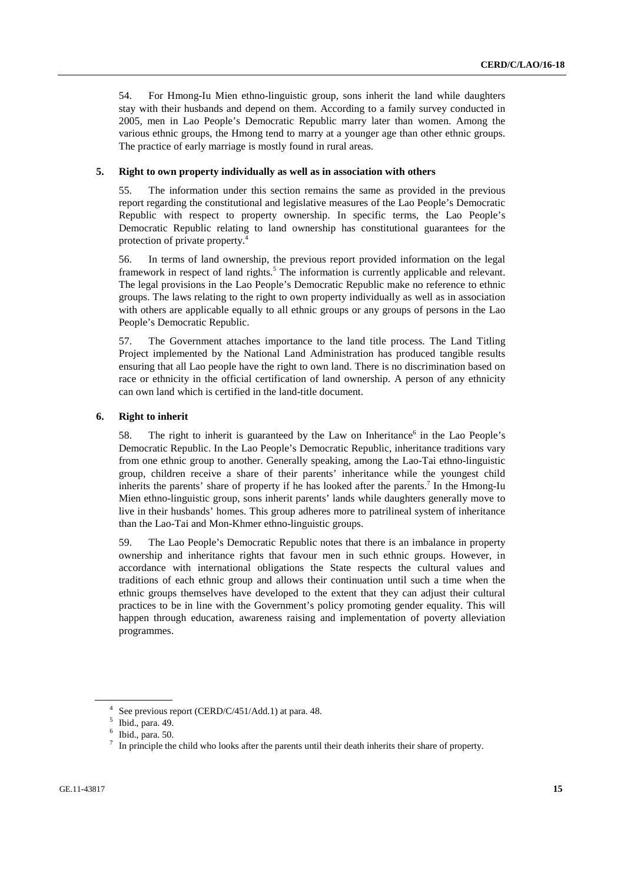54. For Hmong-Iu Mien ethno-linguistic group, sons inherit the land while daughters stay with their husbands and depend on them. According to a family survey conducted in 2005, men in Lao People's Democratic Republic marry later than women. Among the various ethnic groups, the Hmong tend to marry at a younger age than other ethnic groups. The practice of early marriage is mostly found in rural areas.

### 5. Right to own property individually as well as in association with others

55. The information under this section remains the same as provided in the previous report regarding the constitutional and legislative measures of the Lao People's Democratic Republic with respect to property ownership. In specific terms, the Lao People's Democratic Republic relating to land ownership has constitutional guarantees for the protection of private property.[4]

56. In terms of land ownership, the previous report provided information on the legal framework in respect of land rights.[5] The information is currently applicable and relevant. The legal provisions in the Lao People's Democratic Republic make no reference to ethnic groups. The laws relating to the right to own property individually as well as in association with others are applicable equally to all ethnic groups or any groups of persons in the Lao People's Democratic Republic.

57. The Government attaches importance to the land title process. The Land Titling Project implemented by the National Land Administration has produced tangible results ensuring that all Lao people have the right to own land. There is no discrimination based on race or ethnicity in the official certification of land ownership. A person of any ethnicity can own land which is certified in the land-title document.

### 6. Right to inherit

58. The right to inherit is guaranteed by the Law on Inheritance[6] in the Lao People's Democratic Republic. In the Lao People's Democratic Republic, inheritance traditions vary from one ethnic group to another. Generally speaking, among the Lao-Tai ethno-linguistic group, children receive a share of their parents' inheritance while the youngest child inherits the parents' share of property if he has looked after the parents.[7] In the Hmong-Iu Mien ethno-linguistic group, sons inherit parents' lands while daughters generally move to live in their husbands' homes. This group adheres more to patrilineal system of inheritance than the Lao-Tai and Mon-Khmer ethno-linguistic groups.

59. The Lao People's Democratic Republic notes that there is an imbalance in property ownership and inheritance rights that favour men in such ethnic groups. However, in accordance with international obligations the State respects the cultural values and traditions of each ethnic group and allows their continuation until such a time when the ethnic groups themselves have developed to the extent that they can adjust their cultural practices to be in line with the Government's policy promoting gender equality. This will happen through education, awareness raising and implementation of poverty alleviation programmes.

---

[4] See previous report (CERD/C/451/Add.1) at para. 48.

[5] Ibid., para. 49.

[6] Ibid., para. 50.

[7] In principle the child who looks after the parents until their death inherits their share of property.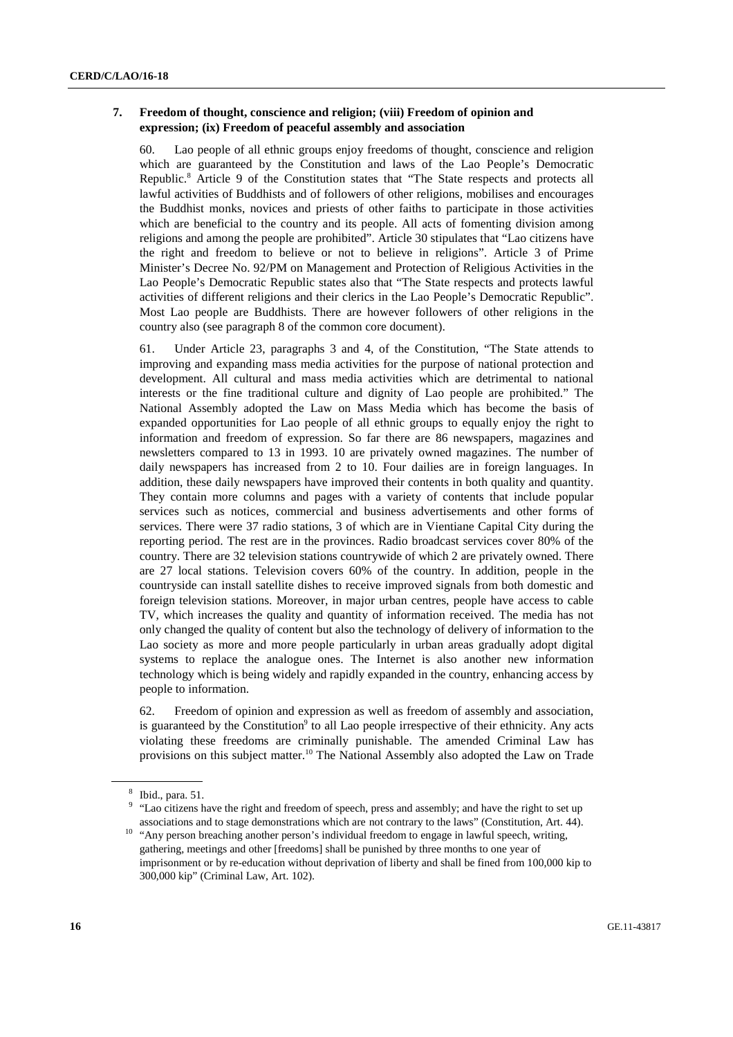### 7. Freedom of thought, conscience and religion; (viii) Freedom of opinion and expression; (ix) Freedom of peaceful assembly and association

60. Lao people of all ethnic groups enjoy freedoms of thought, conscience and religion which are guaranteed by the Constitution and laws of the Lao People's Democratic Republic.[8] Article 9 of the Constitution states that "The State respects and protects all lawful activities of Buddhists and of followers of other religions, mobilises and encourages the Buddhist monks, novices and priests of other faiths to participate in those activities which are beneficial to the country and its people. All acts of fomenting division among religions and among the people are prohibited". Article 30 stipulates that "Lao citizens have the right and freedom to believe or not to believe in religions". Article 3 of Prime Minister's Decree No. 92/PM on Management and Protection of Religious Activities in the Lao People's Democratic Republic states also that "The State respects and protects lawful activities of different religions and their clerics in the Lao People's Democratic Republic". Most Lao people are Buddhists. There are however followers of other religions in the country also (see paragraph 8 of the common core document).

61. Under Article 23, paragraphs 3 and 4, of the Constitution, "The State attends to improving and expanding mass media activities for the purpose of national protection and development. All cultural and mass media activities which are detrimental to national interests or the fine traditional culture and dignity of Lao people are prohibited." The National Assembly adopted the Law on Mass Media which has become the basis of expanded opportunities for Lao people of all ethnic groups to equally enjoy the right to information and freedom of expression. So far there are 86 newspapers, magazines and newsletters compared to 13 in 1993. 10 are privately owned magazines. The number of daily newspapers has increased from 2 to 10. Four dailies are in foreign languages. In addition, these daily newspapers have improved their contents in both quality and quantity. They contain more columns and pages with a variety of contents that include popular services such as notices, commercial and business advertisements and other forms of services. There were 37 radio stations, 3 of which are in Vientiane Capital City during the reporting period. The rest are in the provinces. Radio broadcast services cover 80% of the country. There are 32 television stations countrywide of which 2 are privately owned. There are 27 local stations. Television covers 60% of the country. In addition, people in the countryside can install satellite dishes to receive improved signals from both domestic and foreign television stations. Moreover, in major urban centres, people have access to cable TV, which increases the quality and quantity of information received. The media has not only changed the quality of content but also the technology of delivery of information to the Lao society as more and more people particularly in urban areas gradually adopt digital systems to replace the analogue ones. The Internet is also another new information technology which is being widely and rapidly expanded in the country, enhancing access by people to information.

62. Freedom of opinion and expression as well as freedom of assembly and association, is guaranteed by the Constitution[9] to all Lao people irrespective of their ethnicity. Any acts violating these freedoms are criminally punishable. The amended Criminal Law has provisions on this subject matter.[10] The National Assembly also adopted the Law on Trade

---

[8] Ibid., para. 51.

[9] "Lao citizens have the right and freedom of speech, press and assembly; and have the right to set up associations and to stage demonstrations which are not contrary to the laws" (Constitution, Art. 44).

[10] "Any person breaching another person's individual freedom to engage in lawful speech, writing, gathering, meetings and other [freedoms] shall be punished by three months to one year of imprisonment or by re-education without deprivation of liberty and shall be fined from 100,000 kip to 300,000 kip" (Criminal Law, Art. 102).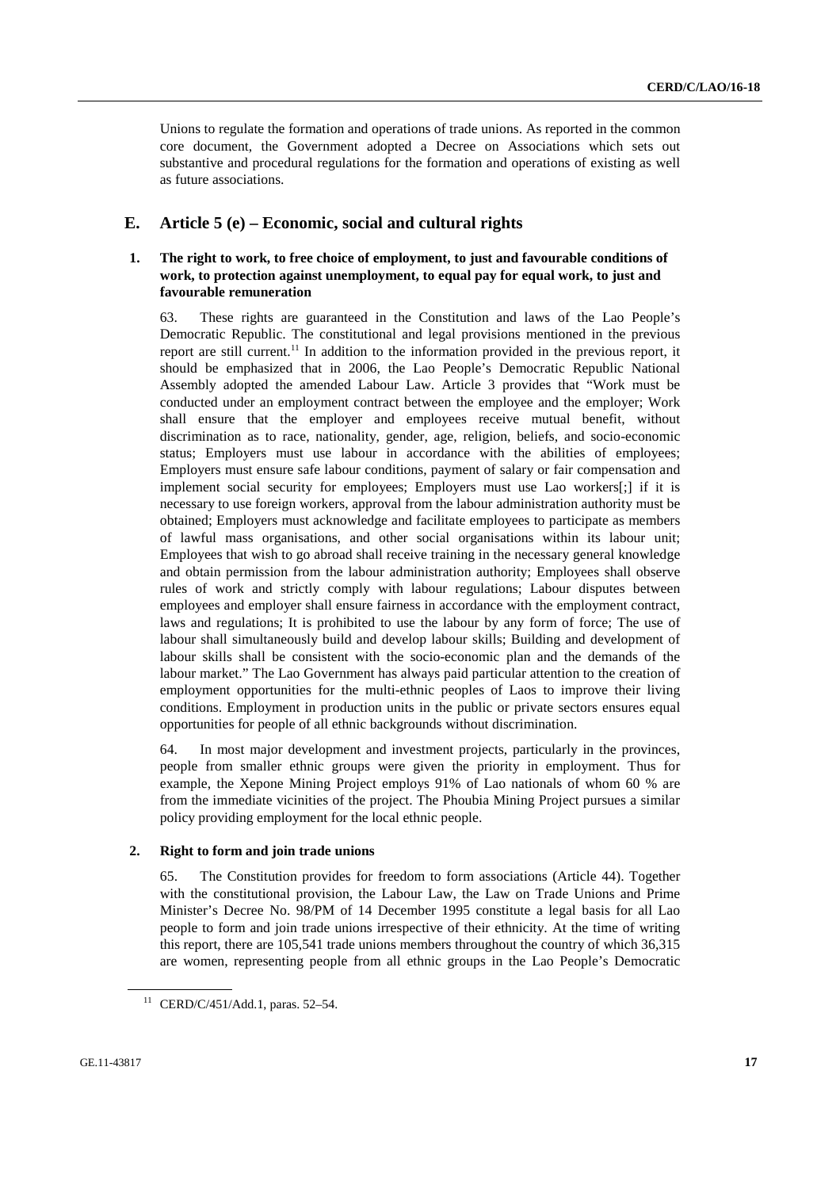Unions to regulate the formation and operations of trade unions. As reported in the common core document, the Government adopted a Decree on Associations which sets out substantive and procedural regulations for the formation and operations of existing as well as future associations.

## E. Article 5 (e) – Economic, social and cultural rights

### 1. The right to work, to free choice of employment, to just and favourable conditions of work, to protection against unemployment, to equal pay for equal work, to just and favourable remuneration

63. These rights are guaranteed in the Constitution and laws of the Lao People's Democratic Republic. The constitutional and legal provisions mentioned in the previous report are still current.[11] In addition to the information provided in the previous report, it should be emphasized that in 2006, the Lao People's Democratic Republic National Assembly adopted the amended Labour Law. Article 3 provides that "Work must be conducted under an employment contract between the employee and the employer; Work shall ensure that the employer and employees receive mutual benefit, without discrimination as to race, nationality, gender, age, religion, beliefs, and socio-economic status; Employers must use labour in accordance with the abilities of employees; Employers must ensure safe labour conditions, payment of salary or fair compensation and implement social security for employees; Employers must use Lao workers[;] if it is necessary to use foreign workers, approval from the labour administration authority must be obtained; Employers must acknowledge and facilitate employees to participate as members of lawful mass organisations, and other social organisations within its labour unit; Employees that wish to go abroad shall receive training in the necessary general knowledge and obtain permission from the labour administration authority; Employees shall observe rules of work and strictly comply with labour regulations; Labour disputes between employees and employer shall ensure fairness in accordance with the employment contract, laws and regulations; It is prohibited to use the labour by any form of force; The use of labour shall simultaneously build and develop labour skills; Building and development of labour skills shall be consistent with the socio-economic plan and the demands of the labour market." The Lao Government has always paid particular attention to the creation of employment opportunities for the multi-ethnic peoples of Laos to improve their living conditions. Employment in production units in the public or private sectors ensures equal opportunities for people of all ethnic backgrounds without discrimination.

64. In most major development and investment projects, particularly in the provinces, people from smaller ethnic groups were given the priority in employment. Thus for example, the Xepone Mining Project employs 91% of Lao nationals of whom 60 % are from the immediate vicinities of the project. The Phoubia Mining Project pursues a similar policy providing employment for the local ethnic people.

### 2. Right to form and join trade unions

65. The Constitution provides for freedom to form associations (Article 44). Together with the constitutional provision, the Labour Law, the Law on Trade Unions and Prime Minister's Decree No. 98/PM of 14 December 1995 constitute a legal basis for all Lao people to form and join trade unions irrespective of their ethnicity. At the time of writing this report, there are 105,541 trade unions members throughout the country of which 36,315 are women, representing people from all ethnic groups in the Lao People's Democratic

---

[11] CERD/C/451/Add.1, paras. 52–54.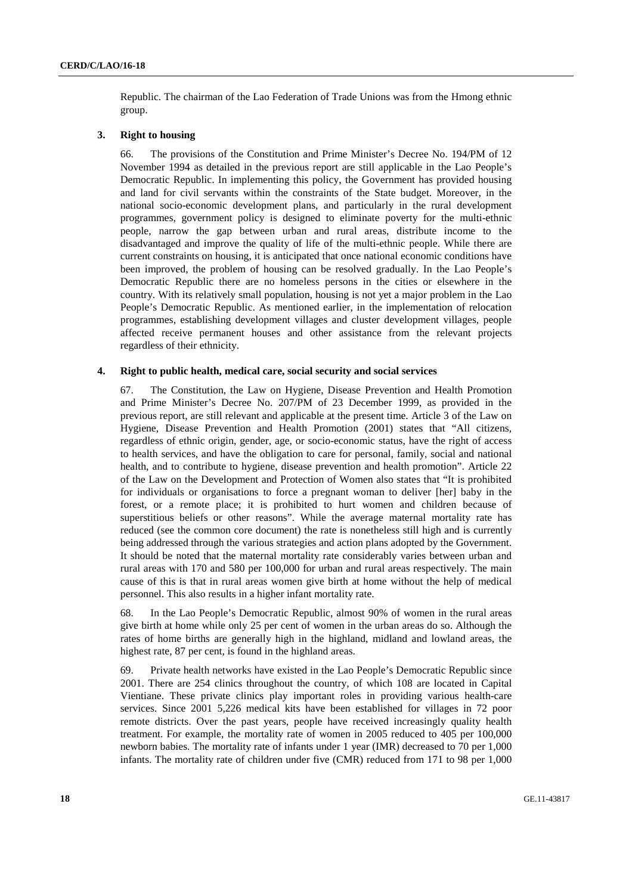Republic. The chairman of the Lao Federation of Trade Unions was from the Hmong ethnic group.

### 3. Right to housing

66. The provisions of the Constitution and Prime Minister's Decree No. 194/PM of 12 November 1994 as detailed in the previous report are still applicable in the Lao People's Democratic Republic. In implementing this policy, the Government has provided housing and land for civil servants within the constraints of the State budget. Moreover, in the national socio-economic development plans, and particularly in the rural development programmes, government policy is designed to eliminate poverty for the multi-ethnic people, narrow the gap between urban and rural areas, distribute income to the disadvantaged and improve the quality of life of the multi-ethnic people. While there are current constraints on housing, it is anticipated that once national economic conditions have been improved, the problem of housing can be resolved gradually. In the Lao People's Democratic Republic there are no homeless persons in the cities or elsewhere in the country. With its relatively small population, housing is not yet a major problem in the Lao People's Democratic Republic. As mentioned earlier, in the implementation of relocation programmes, establishing development villages and cluster development villages, people affected receive permanent houses and other assistance from the relevant projects regardless of their ethnicity.

### 4. Right to public health, medical care, social security and social services

67. The Constitution, the Law on Hygiene, Disease Prevention and Health Promotion and Prime Minister's Decree No. 207/PM of 23 December 1999, as provided in the previous report, are still relevant and applicable at the present time. Article 3 of the Law on Hygiene, Disease Prevention and Health Promotion (2001) states that "All citizens, regardless of ethnic origin, gender, age, or socio-economic status, have the right of access to health services, and have the obligation to care for personal, family, social and national health, and to contribute to hygiene, disease prevention and health promotion". Article 22 of the Law on the Development and Protection of Women also states that "It is prohibited for individuals or organisations to force a pregnant woman to deliver [her] baby in the forest, or a remote place; it is prohibited to hurt women and children because of superstitious beliefs or other reasons". While the average maternal mortality rate has reduced (see the common core document) the rate is nonetheless still high and is currently being addressed through the various strategies and action plans adopted by the Government. It should be noted that the maternal mortality rate considerably varies between urban and rural areas with 170 and 580 per 100,000 for urban and rural areas respectively. The main cause of this is that in rural areas women give birth at home without the help of medical personnel. This also results in a higher infant mortality rate.

68. In the Lao People's Democratic Republic, almost 90% of women in the rural areas give birth at home while only 25 per cent of women in the urban areas do so. Although the rates of home births are generally high in the highland, midland and lowland areas, the highest rate, 87 per cent, is found in the highland areas.

69. Private health networks have existed in the Lao People's Democratic Republic since 2001. There are 254 clinics throughout the country, of which 108 are located in Capital Vientiane. These private clinics play important roles in providing various health-care services. Since 2001 5,226 medical kits have been established for villages in 72 poor remote districts. Over the past years, people have received increasingly quality health treatment. For example, the mortality rate of women in 2005 reduced to 405 per 100,000 newborn babies. The mortality rate of infants under 1 year (IMR) decreased to 70 per 1,000 infants. The mortality rate of children under five (CMR) reduced from 171 to 98 per 1,000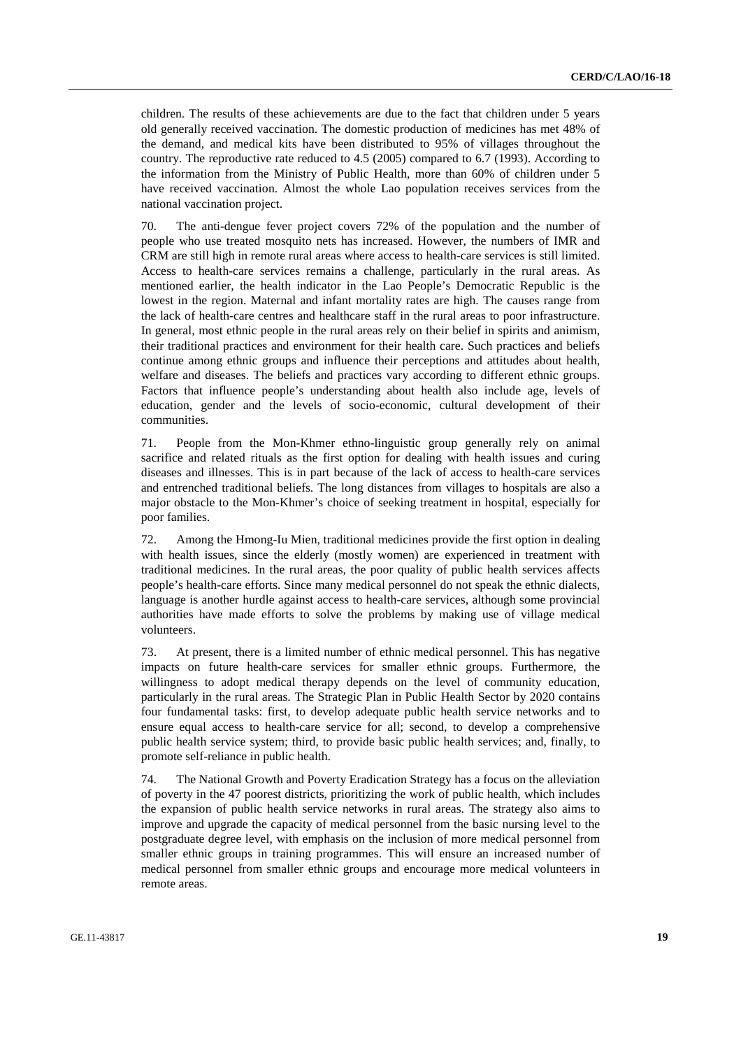children. The results of these achievements are due to the fact that children under 5 years old generally received vaccination. The domestic production of medicines has met 48% of the demand, and medical kits have been distributed to 95% of villages throughout the country. The reproductive rate reduced to 4.5 (2005) compared to 6.7 (1993). According to the information from the Ministry of Public Health, more than 60% of children under 5 have received vaccination. Almost the whole Lao population receives services from the national vaccination project.

70. The anti-dengue fever project covers 72% of the population and the number of people who use treated mosquito nets has increased. However, the numbers of IMR and CRM are still high in remote rural areas where access to health-care services is still limited. Access to health-care services remains a challenge, particularly in the rural areas. As mentioned earlier, the health indicator in the Lao People's Democratic Republic is the lowest in the region. Maternal and infant mortality rates are high. The causes range from the lack of health-care centres and healthcare staff in the rural areas to poor infrastructure. In general, most ethnic people in the rural areas rely on their belief in spirits and animism, their traditional practices and environment for their health care. Such practices and beliefs continue among ethnic groups and influence their perceptions and attitudes about health, welfare and diseases. The beliefs and practices vary according to different ethnic groups. Factors that influence people's understanding about health also include age, levels of education, gender and the levels of socio-economic, cultural development of their communities.

71. People from the Mon-Khmer ethno-linguistic group generally rely on animal sacrifice and related rituals as the first option for dealing with health issues and curing diseases and illnesses. This is in part because of the lack of access to health-care services and entrenched traditional beliefs. The long distances from villages to hospitals are also a major obstacle to the Mon-Khmer's choice of seeking treatment in hospital, especially for poor families.

72. Among the Hmong-Iu Mien, traditional medicines provide the first option in dealing with health issues, since the elderly (mostly women) are experienced in treatment with traditional medicines. In the rural areas, the poor quality of public health services affects people's health-care efforts. Since many medical personnel do not speak the ethnic dialects, language is another hurdle against access to health-care services, although some provincial authorities have made efforts to solve the problems by making use of village medical volunteers.

73. At present, there is a limited number of ethnic medical personnel. This has negative impacts on future health-care services for smaller ethnic groups. Furthermore, the willingness to adopt medical therapy depends on the level of community education, particularly in the rural areas. The Strategic Plan in Public Health Sector by 2020 contains four fundamental tasks: first, to develop adequate public health service networks and to ensure equal access to health-care service for all; second, to develop a comprehensive public health service system; third, to provide basic public health services; and, finally, to promote self-reliance in public health.

74. The National Growth and Poverty Eradication Strategy has a focus on the alleviation of poverty in the 47 poorest districts, prioritizing the work of public health, which includes the expansion of public health service networks in rural areas. The strategy also aims to improve and upgrade the capacity of medical personnel from the basic nursing level to the postgraduate degree level, with emphasis on the inclusion of more medical personnel from smaller ethnic groups in training programmes. This will ensure an increased number of medical personnel from smaller ethnic groups and encourage more medical volunteers in remote areas.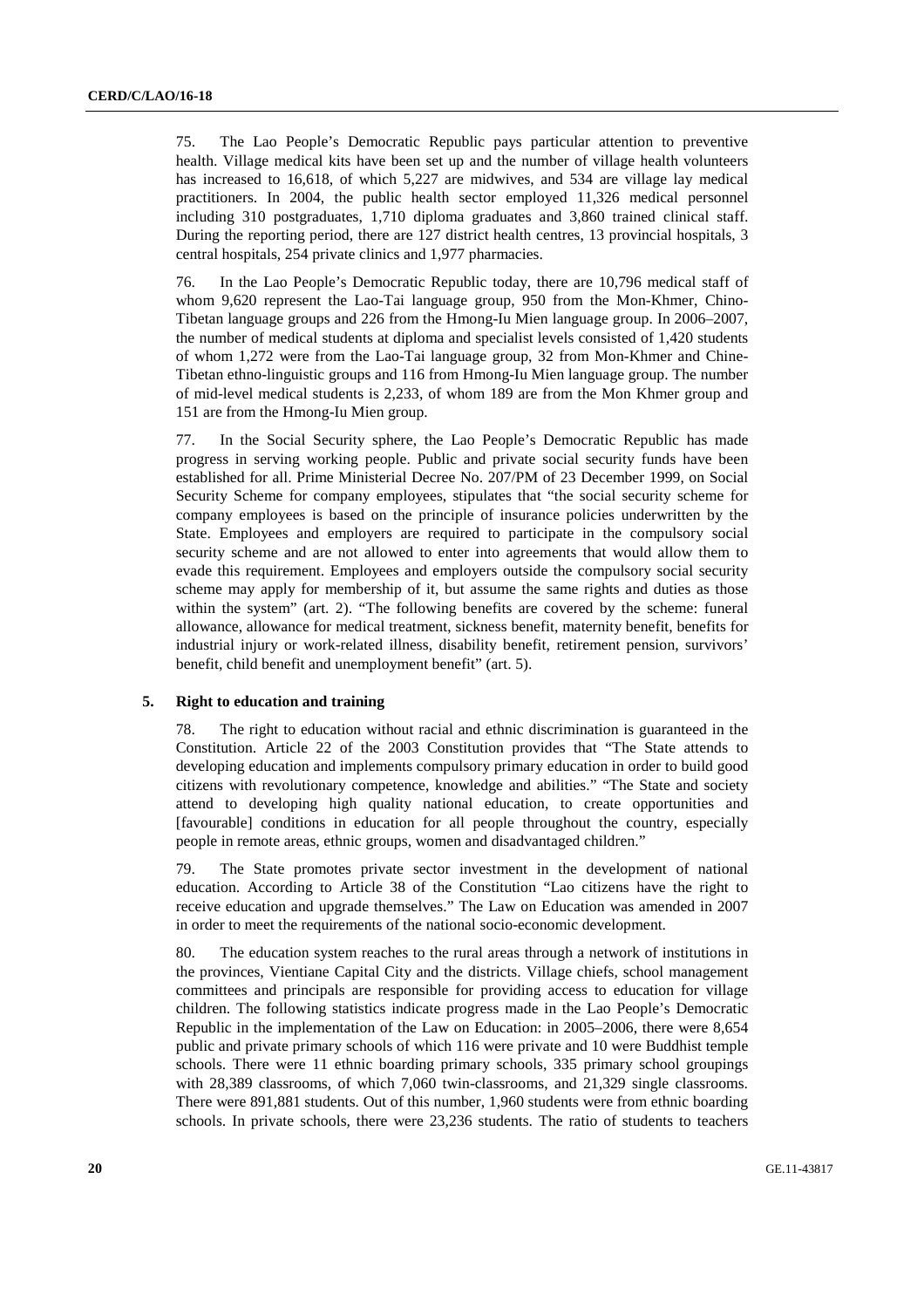75. The Lao People's Democratic Republic pays particular attention to preventive health. Village medical kits have been set up and the number of village health volunteers has increased to 16,618, of which 5,227 are midwives, and 534 are village lay medical practitioners. In 2004, the public health sector employed 11,326 medical personnel including 310 postgraduates, 1,710 diploma graduates and 3,860 trained clinical staff. During the reporting period, there are 127 district health centres, 13 provincial hospitals, 3 central hospitals, 254 private clinics and 1,977 pharmacies.

76. In the Lao People's Democratic Republic today, there are 10,796 medical staff of whom 9,620 represent the Lao-Tai language group, 950 from the Mon-Khmer, Chino-Tibetan language groups and 226 from the Hmong-Iu Mien language group. In 2006–2007, the number of medical students at diploma and specialist levels consisted of 1,420 students of whom 1,272 were from the Lao-Tai language group, 32 from Mon-Khmer and Chine-Tibetan ethno-linguistic groups and 116 from Hmong-Iu Mien language group. The number of mid-level medical students is 2,233, of whom 189 are from the Mon Khmer group and 151 are from the Hmong-Iu Mien group.

77. In the Social Security sphere, the Lao People's Democratic Republic has made progress in serving working people. Public and private social security funds have been established for all. Prime Ministerial Decree No. 207/PM of 23 December 1999, on Social Security Scheme for company employees, stipulates that "the social security scheme for company employees is based on the principle of insurance policies underwritten by the State. Employees and employers are required to participate in the compulsory social security scheme and are not allowed to enter into agreements that would allow them to evade this requirement. Employees and employers outside the compulsory social security scheme may apply for membership of it, but assume the same rights and duties as those within the system" (art. 2). "The following benefits are covered by the scheme: funeral allowance, allowance for medical treatment, sickness benefit, maternity benefit, benefits for industrial injury or work-related illness, disability benefit, retirement pension, survivors' benefit, child benefit and unemployment benefit" (art. 5).

### 5. Right to education and training

78. The right to education without racial and ethnic discrimination is guaranteed in the Constitution. Article 22 of the 2003 Constitution provides that "The State attends to developing education and implements compulsory primary education in order to build good citizens with revolutionary competence, knowledge and abilities." "The State and society attend to developing high quality national education, to create opportunities and [favourable] conditions in education for all people throughout the country, especially people in remote areas, ethnic groups, women and disadvantaged children."

79. The State promotes private sector investment in the development of national education. According to Article 38 of the Constitution "Lao citizens have the right to receive education and upgrade themselves." The Law on Education was amended in 2007 in order to meet the requirements of the national socio-economic development.

80. The education system reaches to the rural areas through a network of institutions in the provinces, Vientiane Capital City and the districts. Village chiefs, school management committees and principals are responsible for providing access to education for village children. The following statistics indicate progress made in the Lao People's Democratic Republic in the implementation of the Law on Education: in 2005–2006, there were 8,654 public and private primary schools of which 116 were private and 10 were Buddhist temple schools. There were 11 ethnic boarding primary schools, 335 primary school groupings with 28,389 classrooms, of which 7,060 twin-classrooms, and 21,329 single classrooms. There were 891,881 students. Out of this number, 1,960 students were from ethnic boarding schools. In private schools, there were 23,236 students. The ratio of students to teachers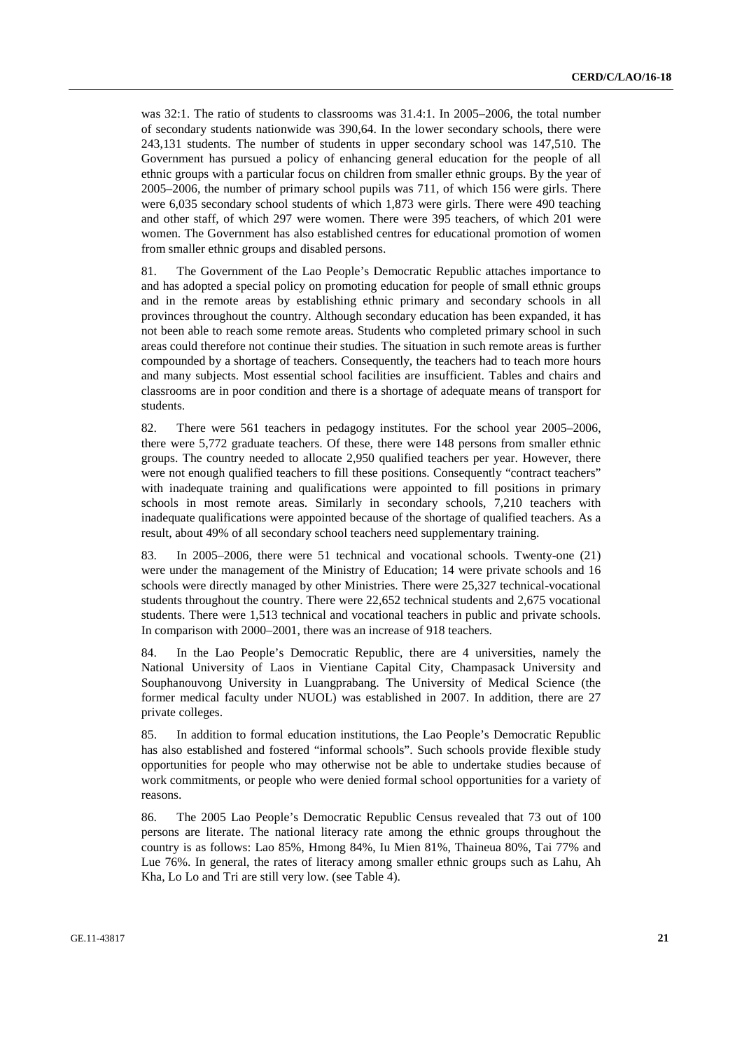was 32:1. The ratio of students to classrooms was 31.4:1. In 2005–2006, the total number of secondary students nationwide was 390,64. In the lower secondary schools, there were 243,131 students. The number of students in upper secondary school was 147,510. The Government has pursued a policy of enhancing general education for the people of all ethnic groups with a particular focus on children from smaller ethnic groups. By the year of 2005–2006, the number of primary school pupils was 711, of which 156 were girls. There were 6,035 secondary school students of which 1,873 were girls. There were 490 teaching and other staff, of which 297 were women. There were 395 teachers, of which 201 were women. The Government has also established centres for educational promotion of women from smaller ethnic groups and disabled persons.

81. The Government of the Lao People's Democratic Republic attaches importance to and has adopted a special policy on promoting education for people of small ethnic groups and in the remote areas by establishing ethnic primary and secondary schools in all provinces throughout the country. Although secondary education has been expanded, it has not been able to reach some remote areas. Students who completed primary school in such areas could therefore not continue their studies. The situation in such remote areas is further compounded by a shortage of teachers. Consequently, the teachers had to teach more hours and many subjects. Most essential school facilities are insufficient. Tables and chairs and classrooms are in poor condition and there is a shortage of adequate means of transport for students.

82. There were 561 teachers in pedagogy institutes. For the school year 2005–2006, there were 5,772 graduate teachers. Of these, there were 148 persons from smaller ethnic groups. The country needed to allocate 2,950 qualified teachers per year. However, there were not enough qualified teachers to fill these positions. Consequently "contract teachers" with inadequate training and qualifications were appointed to fill positions in primary schools in most remote areas. Similarly in secondary schools, 7,210 teachers with inadequate qualifications were appointed because of the shortage of qualified teachers. As a result, about 49% of all secondary school teachers need supplementary training.

83. In 2005–2006, there were 51 technical and vocational schools. Twenty-one (21) were under the management of the Ministry of Education; 14 were private schools and 16 schools were directly managed by other Ministries. There were 25,327 technical-vocational students throughout the country. There were 22,652 technical students and 2,675 vocational students. There were 1,513 technical and vocational teachers in public and private schools. In comparison with 2000–2001, there was an increase of 918 teachers.

84. In the Lao People's Democratic Republic, there are 4 universities, namely the National University of Laos in Vientiane Capital City, Champasack University and Souphanouvong University in Luangprabang. The University of Medical Science (the former medical faculty under NUOL) was established in 2007. In addition, there are 27 private colleges.

85. In addition to formal education institutions, the Lao People's Democratic Republic has also established and fostered "informal schools". Such schools provide flexible study opportunities for people who may otherwise not be able to undertake studies because of work commitments, or people who were denied formal school opportunities for a variety of reasons.

86. The 2005 Lao People's Democratic Republic Census revealed that 73 out of 100 persons are literate. The national literacy rate among the ethnic groups throughout the country is as follows: Lao 85%, Hmong 84%, Iu Mien 81%, Thaineua 80%, Tai 77% and Lue 76%. In general, the rates of literacy among smaller ethnic groups such as Lahu, Ah Kha, Lo Lo and Tri are still very low. (see Table 4).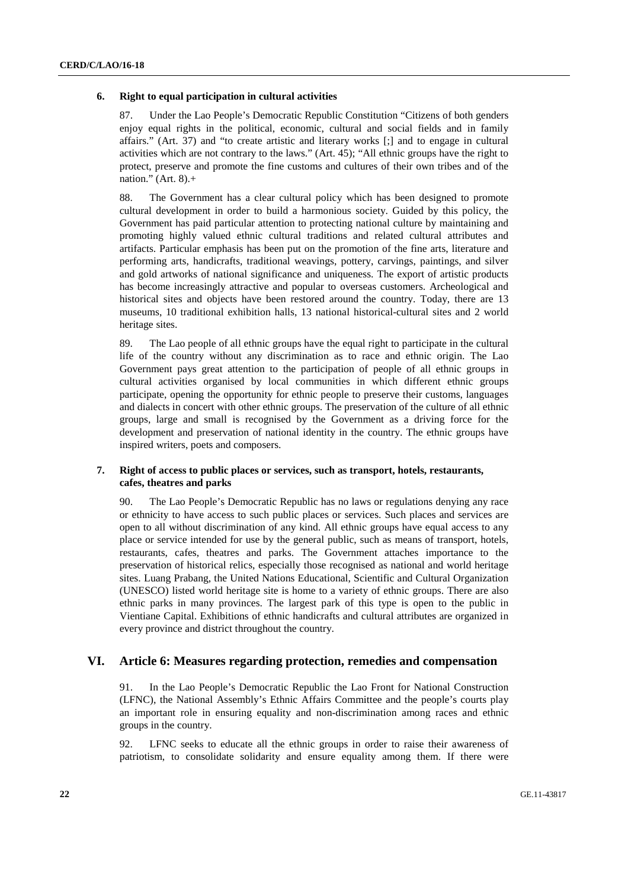### 6. Right to equal participation in cultural activities

87. Under the Lao People's Democratic Republic Constitution "Citizens of both genders enjoy equal rights in the political, economic, cultural and social fields and in family affairs." (Art. 37) and "to create artistic and literary works [;] and to engage in cultural activities which are not contrary to the laws." (Art. 45); "All ethnic groups have the right to protect, preserve and promote the fine customs and cultures of their own tribes and of the nation." (Art. 8).+

88. The Government has a clear cultural policy which has been designed to promote cultural development in order to build a harmonious society. Guided by this policy, the Government has paid particular attention to protecting national culture by maintaining and promoting highly valued ethnic cultural traditions and related cultural attributes and artifacts. Particular emphasis has been put on the promotion of the fine arts, literature and performing arts, handicrafts, traditional weavings, pottery, carvings, paintings, and silver and gold artworks of national significance and uniqueness. The export of artistic products has become increasingly attractive and popular to overseas customers. Archeological and historical sites and objects have been restored around the country. Today, there are 13 museums, 10 traditional exhibition halls, 13 national historical-cultural sites and 2 world heritage sites.

89. The Lao people of all ethnic groups have the equal right to participate in the cultural life of the country without any discrimination as to race and ethnic origin. The Lao Government pays great attention to the participation of people of all ethnic groups in cultural activities organised by local communities in which different ethnic groups participate, opening the opportunity for ethnic people to preserve their customs, languages and dialects in concert with other ethnic groups. The preservation of the culture of all ethnic groups, large and small is recognised by the Government as a driving force for the development and preservation of national identity in the country. The ethnic groups have inspired writers, poets and composers.

### 7. Right of access to public places or services, such as transport, hotels, restaurants, cafes, theatres and parks

90. The Lao People's Democratic Republic has no laws or regulations denying any race or ethnicity to have access to such public places or services. Such places and services are open to all without discrimination of any kind. All ethnic groups have equal access to any place or service intended for use by the general public, such as means of transport, hotels, restaurants, cafes, theatres and parks. The Government attaches importance to the preservation of historical relics, especially those recognised as national and world heritage sites. Luang Prabang, the United Nations Educational, Scientific and Cultural Organization (UNESCO) listed world heritage site is home to a variety of ethnic groups. There are also ethnic parks in many provinces. The largest park of this type is open to the public in Vientiane Capital. Exhibitions of ethnic handicrafts and cultural attributes are organized in every province and district throughout the country.

## VI. Article 6: Measures regarding protection, remedies and compensation

91. In the Lao People's Democratic Republic the Lao Front for National Construction (LFNC), the National Assembly's Ethnic Affairs Committee and the people's courts play an important role in ensuring equality and non-discrimination among races and ethnic groups in the country.

92. LFNC seeks to educate all the ethnic groups in order to raise their awareness of patriotism, to consolidate solidarity and ensure equality among them. If there were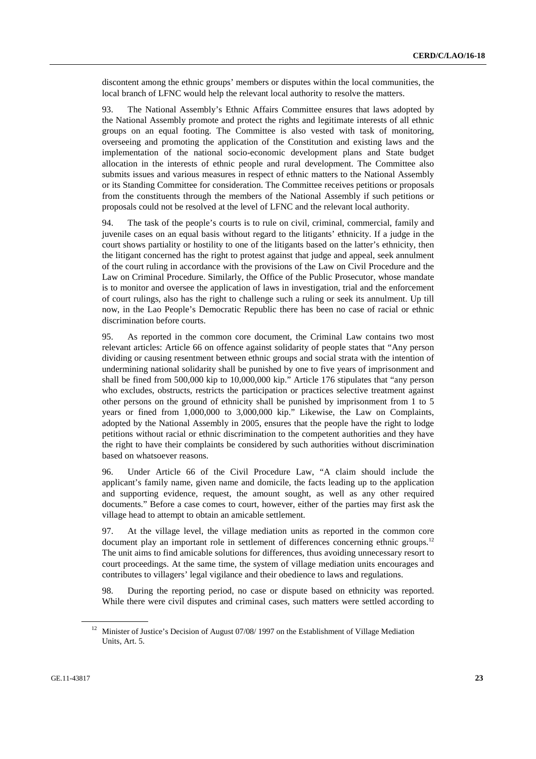discontent among the ethnic groups' members or disputes within the local communities, the local branch of LFNC would help the relevant local authority to resolve the matters.

93. The National Assembly's Ethnic Affairs Committee ensures that laws adopted by the National Assembly promote and protect the rights and legitimate interests of all ethnic groups on an equal footing. The Committee is also vested with task of monitoring, overseeing and promoting the application of the Constitution and existing laws and the implementation of the national socio-economic development plans and State budget allocation in the interests of ethnic people and rural development. The Committee also submits issues and various measures in respect of ethnic matters to the National Assembly or its Standing Committee for consideration. The Committee receives petitions or proposals from the constituents through the members of the National Assembly if such petitions or proposals could not be resolved at the level of LFNC and the relevant local authority.

94. The task of the people's courts is to rule on civil, criminal, commercial, family and juvenile cases on an equal basis without regard to the litigants' ethnicity. If a judge in the court shows partiality or hostility to one of the litigants based on the latter's ethnicity, then the litigant concerned has the right to protest against that judge and appeal, seek annulment of the court ruling in accordance with the provisions of the Law on Civil Procedure and the Law on Criminal Procedure. Similarly, the Office of the Public Prosecutor, whose mandate is to monitor and oversee the application of laws in investigation, trial and the enforcement of court rulings, also has the right to challenge such a ruling or seek its annulment. Up till now, in the Lao People's Democratic Republic there has been no case of racial or ethnic discrimination before courts.

95. As reported in the common core document, the Criminal Law contains two most relevant articles: Article 66 on offence against solidarity of people states that "Any person dividing or causing resentment between ethnic groups and social strata with the intention of undermining national solidarity shall be punished by one to five years of imprisonment and shall be fined from 500,000 kip to 10,000,000 kip." Article 176 stipulates that "any person who excludes, obstructs, restricts the participation or practices selective treatment against other persons on the ground of ethnicity shall be punished by imprisonment from 1 to 5 years or fined from 1,000,000 to 3,000,000 kip." Likewise, the Law on Complaints, adopted by the National Assembly in 2005, ensures that the people have the right to lodge petitions without racial or ethnic discrimination to the competent authorities and they have the right to have their complaints be considered by such authorities without discrimination based on whatsoever reasons.

96. Under Article 66 of the Civil Procedure Law, "A claim should include the applicant's family name, given name and domicile, the facts leading up to the application and supporting evidence, request, the amount sought, as well as any other required documents." Before a case comes to court, however, either of the parties may first ask the village head to attempt to obtain an amicable settlement.

97. At the village level, the village mediation units as reported in the common core document play an important role in settlement of differences concerning ethnic groups.[12] The unit aims to find amicable solutions for differences, thus avoiding unnecessary resort to court proceedings. At the same time, the system of village mediation units encourages and contributes to villagers' legal vigilance and their obedience to laws and regulations.

98. During the reporting period, no case or dispute based on ethnicity was reported. While there were civil disputes and criminal cases, such matters were settled according to

[12] Minister of Justice's Decision of August 07/08/ 1997 on the Establishment of Village Mediation Units, Art. 5.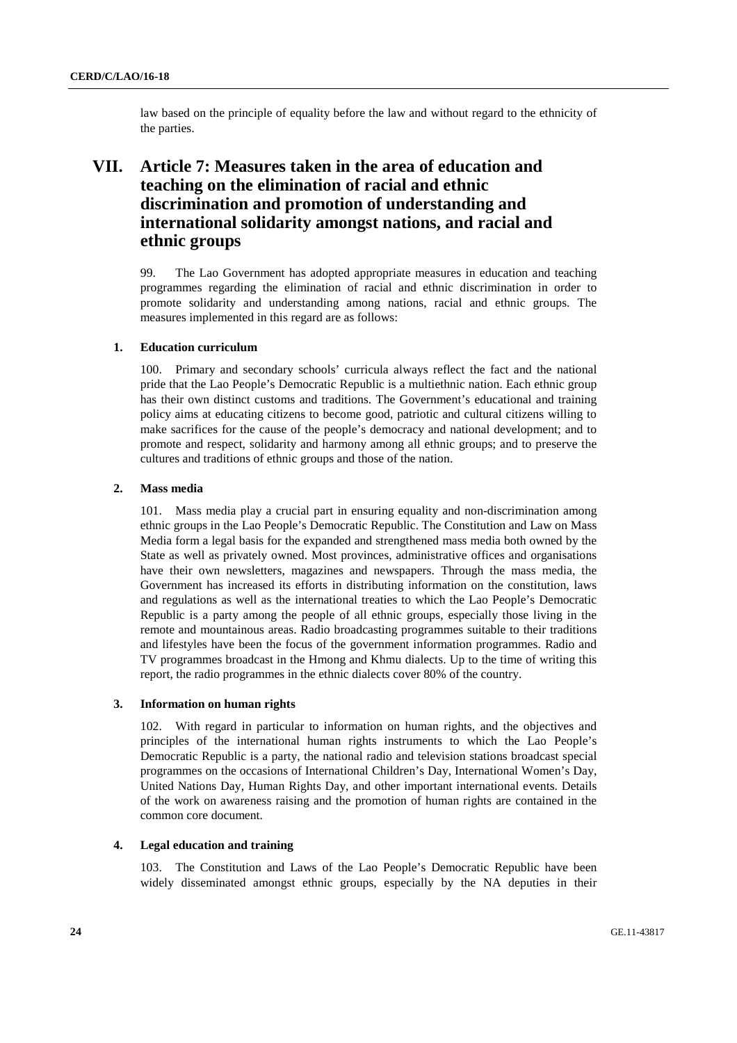law based on the principle of equality before the law and without regard to the ethnicity of the parties.

# VII. Article 7: Measures taken in the area of education and teaching on the elimination of racial and ethnic discrimination and promotion of understanding and international solidarity amongst nations, and racial and ethnic groups

99. The Lao Government has adopted appropriate measures in education and teaching programmes regarding the elimination of racial and ethnic discrimination in order to promote solidarity and understanding among nations, racial and ethnic groups. The measures implemented in this regard are as follows:

### 1. Education curriculum

100. Primary and secondary schools' curricula always reflect the fact and the national pride that the Lao People's Democratic Republic is a multiethnic nation. Each ethnic group has their own distinct customs and traditions. The Government's educational and training policy aims at educating citizens to become good, patriotic and cultural citizens willing to make sacrifices for the cause of the people's democracy and national development; and to promote and respect, solidarity and harmony among all ethnic groups; and to preserve the cultures and traditions of ethnic groups and those of the nation.

### 2. Mass media

101. Mass media play a crucial part in ensuring equality and non-discrimination among ethnic groups in the Lao People's Democratic Republic. The Constitution and Law on Mass Media form a legal basis for the expanded and strengthened mass media both owned by the State as well as privately owned. Most provinces, administrative offices and organisations have their own newsletters, magazines and newspapers. Through the mass media, the Government has increased its efforts in distributing information on the constitution, laws and regulations as well as the international treaties to which the Lao People's Democratic Republic is a party among the people of all ethnic groups, especially those living in the remote and mountainous areas. Radio broadcasting programmes suitable to their traditions and lifestyles have been the focus of the government information programmes. Radio and TV programmes broadcast in the Hmong and Khmu dialects. Up to the time of writing this report, the radio programmes in the ethnic dialects cover 80% of the country.

### 3. Information on human rights

102. With regard in particular to information on human rights, and the objectives and principles of the international human rights instruments to which the Lao People's Democratic Republic is a party, the national radio and television stations broadcast special programmes on the occasions of International Children's Day, International Women's Day, United Nations Day, Human Rights Day, and other important international events. Details of the work on awareness raising and the promotion of human rights are contained in the common core document.

### 4. Legal education and training

103. The Constitution and Laws of the Lao People's Democratic Republic have been widely disseminated amongst ethnic groups, especially by the NA deputies in their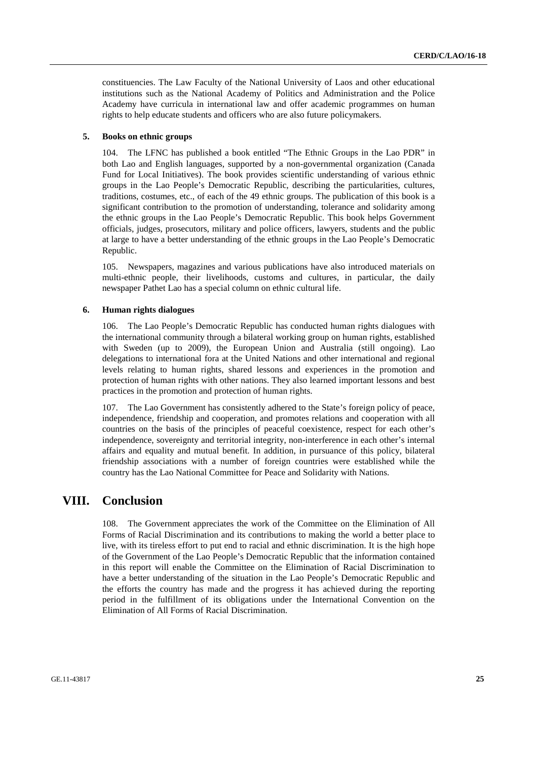constituencies. The Law Faculty of the National University of Laos and other educational institutions such as the National Academy of Politics and Administration and the Police Academy have curricula in international law and offer academic programmes on human rights to help educate students and officers who are also future policymakers.

### 5. Books on ethnic groups

104. The LFNC has published a book entitled "The Ethnic Groups in the Lao PDR" in both Lao and English languages, supported by a non-governmental organization (Canada Fund for Local Initiatives). The book provides scientific understanding of various ethnic groups in the Lao People's Democratic Republic, describing the particularities, cultures, traditions, costumes, etc., of each of the 49 ethnic groups. The publication of this book is a significant contribution to the promotion of understanding, tolerance and solidarity among the ethnic groups in the Lao People's Democratic Republic. This book helps Government officials, judges, prosecutors, military and police officers, lawyers, students and the public at large to have a better understanding of the ethnic groups in the Lao People's Democratic Republic.

105. Newspapers, magazines and various publications have also introduced materials on multi-ethnic people, their livelihoods, customs and cultures, in particular, the daily newspaper Pathet Lao has a special column on ethnic cultural life.

### 6. Human rights dialogues

106. The Lao People's Democratic Republic has conducted human rights dialogues with the international community through a bilateral working group on human rights, established with Sweden (up to 2009), the European Union and Australia (still ongoing). Lao delegations to international fora at the United Nations and other international and regional levels relating to human rights, shared lessons and experiences in the promotion and protection of human rights with other nations. They also learned important lessons and best practices in the promotion and protection of human rights.

107. The Lao Government has consistently adhered to the State's foreign policy of peace, independence, friendship and cooperation, and promotes relations and cooperation with all countries on the basis of the principles of peaceful coexistence, respect for each other's independence, sovereignty and territorial integrity, non-interference in each other's internal affairs and equality and mutual benefit. In addition, in pursuance of this policy, bilateral friendship associations with a number of foreign countries were established while the country has the Lao National Committee for Peace and Solidarity with Nations.

## VIII. Conclusion

108. The Government appreciates the work of the Committee on the Elimination of All Forms of Racial Discrimination and its contributions to making the world a better place to live, with its tireless effort to put end to racial and ethnic discrimination. It is the high hope of the Government of the Lao People's Democratic Republic that the information contained in this report will enable the Committee on the Elimination of Racial Discrimination to have a better understanding of the situation in the Lao People's Democratic Republic and the efforts the country has made and the progress it has achieved during the reporting period in the fulfillment of its obligations under the International Convention on the Elimination of All Forms of Racial Discrimination.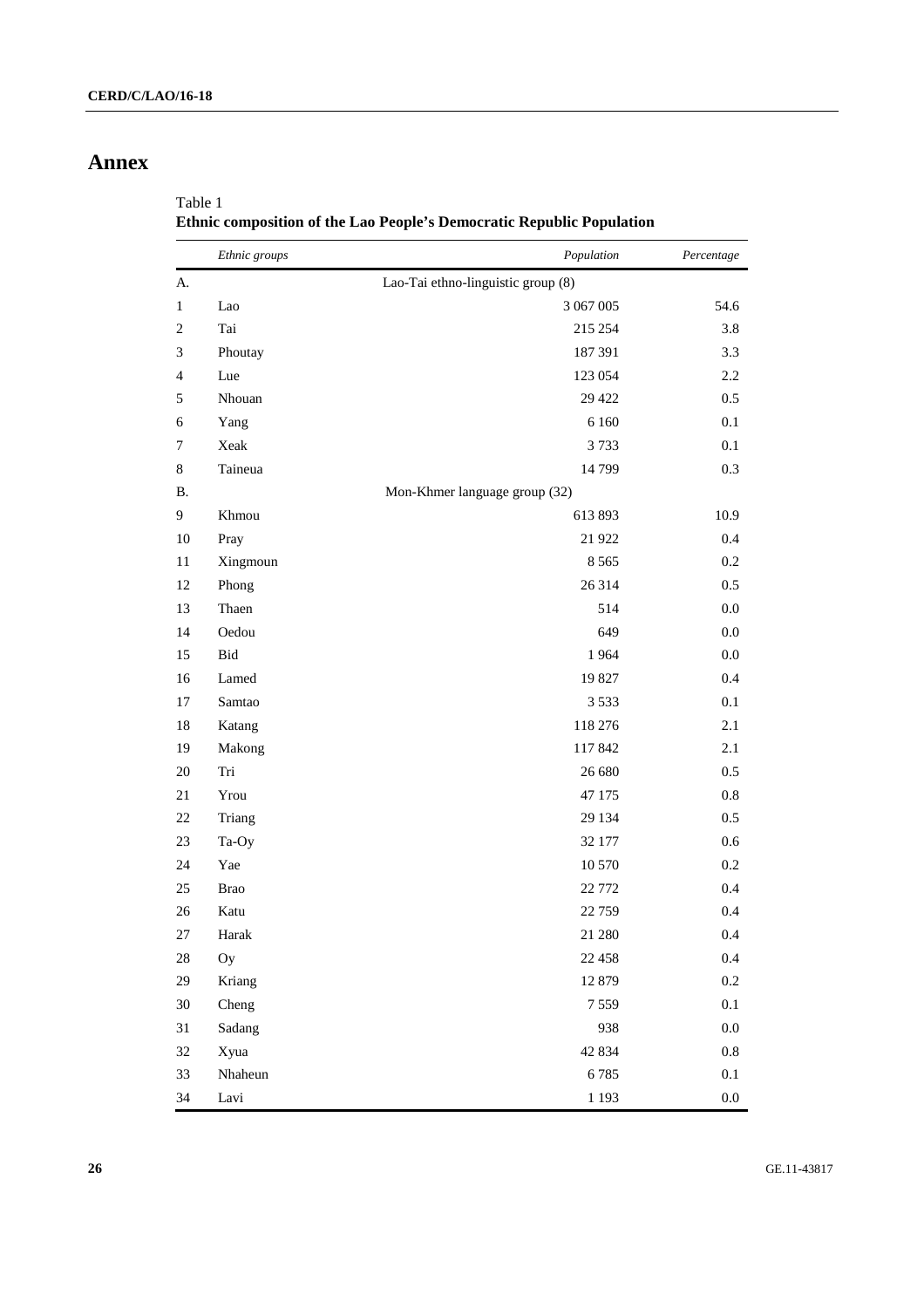# Annex

Table 1
**Ethnic composition of the Lao People's Democratic Republic Population**

| | *Ethnic groups* | *Population* | *Percentage* |
|---|---|---|---|
| A. | Lao-Tai ethno-linguistic group (8) | | |
| 1 | Lao | 3 067 005 | 54.6 |
| 2 | Tai | 215 254 | 3.8 |
| 3 | Phoutay | 187 391 | 3.3 |
| 4 | Lue | 123 054 | 2.2 |
| 5 | Nhouan | 29 422 | 0.5 |
| 6 | Yang | 6 160 | 0.1 |
| 7 | Xeak | 3 733 | 0.1 |
| 8 | Taineua | 14 799 | 0.3 |
| B. | Mon-Khmer language group (32) | | |
| 9 | Khmou | 613 893 | 10.9 |
| 10 | Pray | 21 922 | 0.4 |
| 11 | Xingmoun | 8 565 | 0.2 |
| 12 | Phong | 26 314 | 0.5 |
| 13 | Thaen | 514 | 0.0 |
| 14 | Oedou | 649 | 0.0 |
| 15 | Bid | 1 964 | 0.0 |
| 16 | Lamed | 19 827 | 0.4 |
| 17 | Samtao | 3 533 | 0.1 |
| 18 | Katang | 118 276 | 2.1 |
| 19 | Makong | 117 842 | 2.1 |
| 20 | Tri | 26 680 | 0.5 |
| 21 | Yrou | 47 175 | 0.8 |
| 22 | Triang | 29 134 | 0.5 |
| 23 | Ta-Oy | 32 177 | 0.6 |
| 24 | Yae | 10 570 | 0.2 |
| 25 | Brao | 22 772 | 0.4 |
| 26 | Katu | 22 759 | 0.4 |
| 27 | Harak | 21 280 | 0.4 |
| 28 | Oy | 22 458 | 0.4 |
| 29 | Kriang | 12 879 | 0.2 |
| 30 | Cheng | 7 559 | 0.1 |
| 31 | Sadang | 938 | 0.0 |
| 32 | Xyua | 42 834 | 0.8 |
| 33 | Nhaheun | 6 785 | 0.1 |
| 34 | Lavi | 1 193 | 0.0 |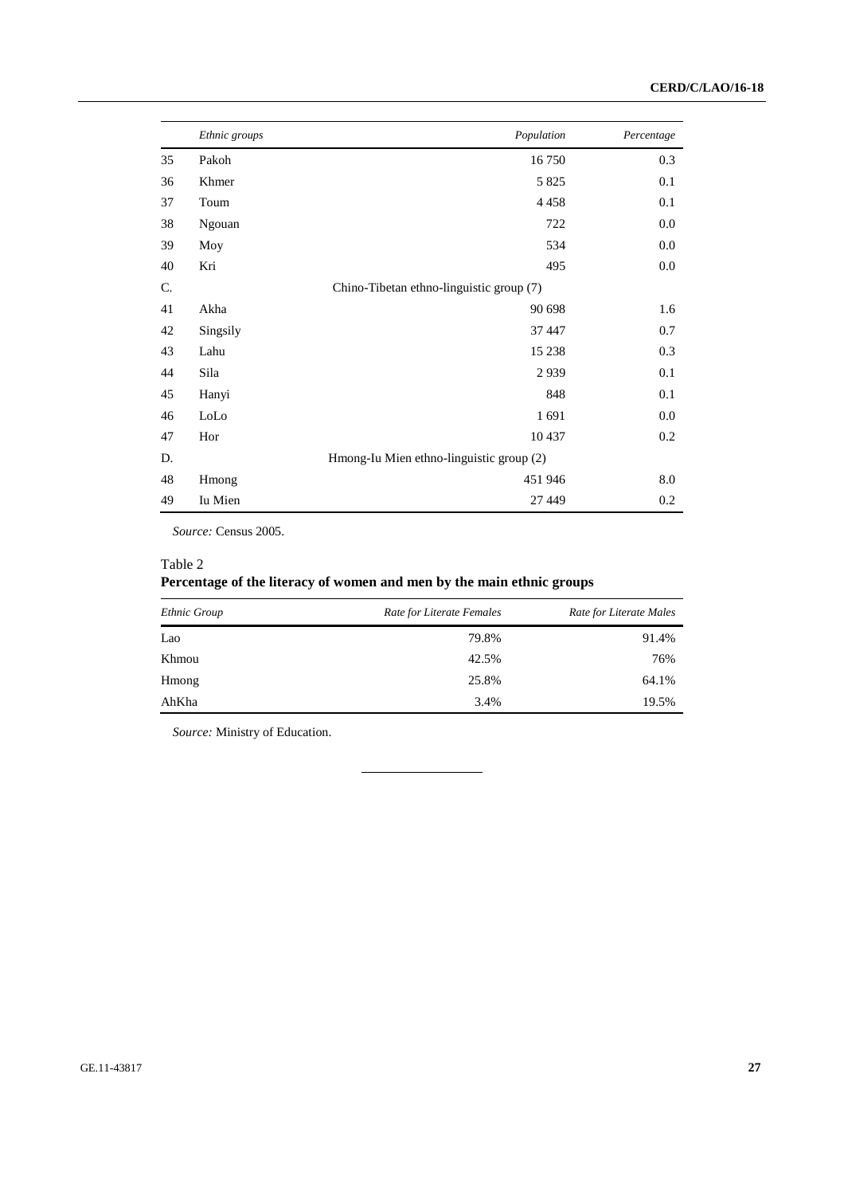| | Ethnic groups | Population | Percentage |
|---|---|---|---|
| 35 | Pakoh | 16 750 | 0.3 |
| 36 | Khmer | 5 825 | 0.1 |
| 37 | Toum | 4 458 | 0.1 |
| 38 | Ngouan | 722 | 0.0 |
| 39 | Moy | 534 | 0.0 |
| 40 | Kri | 495 | 0.0 |
| C. | Chino-Tibetan ethno-linguistic group (7) | | |
| 41 | Akha | 90 698 | 1.6 |
| 42 | Singsily | 37 447 | 0.7 |
| 43 | Lahu | 15 238 | 0.3 |
| 44 | Sila | 2 939 | 0.1 |
| 45 | Hanyi | 848 | 0.1 |
| 46 | LoLo | 1 691 | 0.0 |
| 47 | Hor | 10 437 | 0.2 |
| D. | Hmong-Iu Mien ethno-linguistic group (2) | | |
| 48 | Hmong | 451 946 | 8.0 |
| 49 | Iu Mien | 27 449 | 0.2 |

*Source:* Census 2005.

Table 2
**Percentage of the literacy of women and men by the main ethnic groups**

| Ethnic Group | Rate for Literate Females | Rate for Literate Males |
|---|---|---|
| Lao | 79.8% | 91.4% |
| Khmou | 42.5% | 76% |
| Hmong | 25.8% | 64.1% |
| AhKha | 3.4% | 19.5% |

*Source:* Ministry of Education.